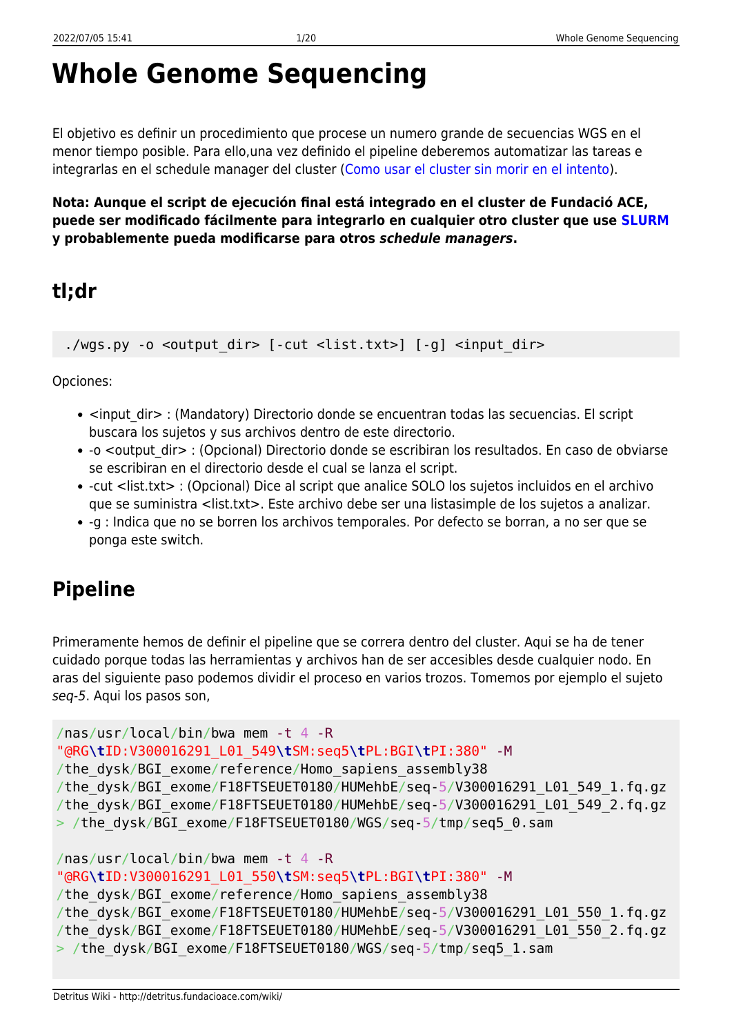# Whole Genome Sequencing

El objetivo es definir un procedimiento que procese un numero grande de secuencias WGS en el menor tiempo posible. Para ello,una vez definido el pipeline deberemos automatizar las tareas e integrarlas en el schedule manager del cluster (Como usar el cluster sin morir en el intento).

**Nota: Aunque el script de ejecución final está integrado en el cluster de Fundació ACE, puede ser modificado fácilmente para integrarlo en cualquier otro cluster que use SLURM y probablemente pueda modificarse para otros *schedule managers*.**

## tl;dr

```
./wgs.py -o <output_dir> [-cut <list.txt>] [-g] <input_dir>
```

Opciones:

- <input_dir> : (Mandatory) Directorio donde se encuentran todas las secuencias. El script buscara los sujetos y sus archivos dentro de este directorio.
- -o <output_dir> : (Opcional) Directorio donde se escribiran los resultados. En caso de obviarse se escribiran en el directorio desde el cual se lanza el script.
- -cut <list.txt> : (Opcional) Dice al script que analice SOLO los sujetos incluidos en el archivo que se suministra <list.txt>. Este archivo debe ser una listasimple de los sujetos a analizar.
- -g : Indica que no se borren los archivos temporales. Por defecto se borran, a no ser que se ponga este switch.

## Pipeline

Primeramente hemos de definir el pipeline que se correra dentro del cluster. Aqui se ha de tener cuidado porque todas las herramientas y archivos han de ser accesibles desde cualquier nodo. En aras del siguiente paso podemos dividir el proceso en varios trozos. Tomemos por ejemplo el sujeto *seq-5*. Aqui los pasos son,

```
/nas/usr/local/bin/bwa mem -t 4 -R
"@RG\tID:V300016291_L01_549\tSM:seq5\tPL:BGI\tPI:380" -M
/the_dysk/BGI_exome/reference/Homo_sapiens_assembly38
/the_dysk/BGI_exome/F18FTSEUET0180/HUMehbE/seq-5/V300016291_L01_549_1.fq.gz
/the_dysk/BGI_exome/F18FTSEUET0180/HUMehbE/seq-5/V300016291_L01_549_2.fq.gz
> /the_dysk/BGI_exome/F18FTSEUET0180/WGS/seq-5/tmp/seq5_0.sam

/nas/usr/local/bin/bwa mem -t 4 -R
"@RG\tID:V300016291_L01_550\tSM:seq5\tPL:BGI\tPI:380" -M
/the_dysk/BGI_exome/reference/Homo_sapiens_assembly38
/the_dysk/BGI_exome/F18FTSEUET0180/HUMehbE/seq-5/V300016291_L01_550_1.fq.gz
/the_dysk/BGI_exome/F18FTSEUET0180/HUMehbE/seq-5/V300016291_L01_550_2.fq.gz
> /the_dysk/BGI_exome/F18FTSEUET0180/WGS/seq-5/tmp/seq5_1.sam
```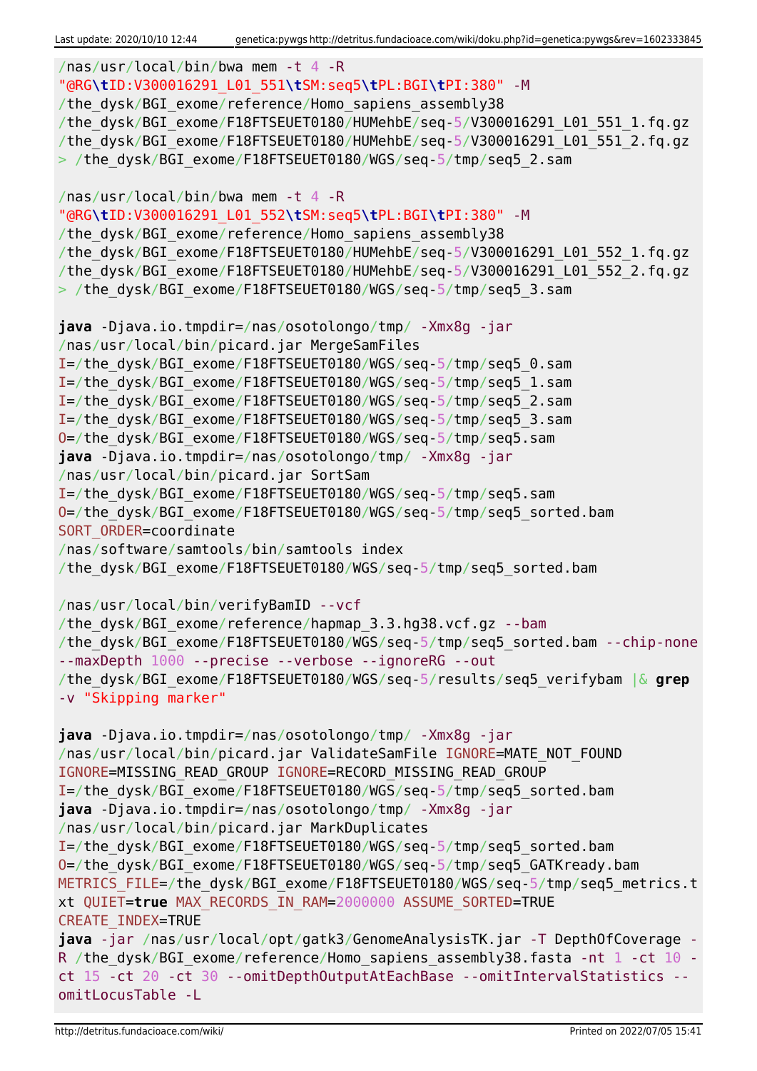```
/nas/usr/local/bin/bwa mem -t 4 -R
"@RG\tID:V300016291_L01_551\tSM:seq5\tPL:BGI\tPI:380" -M
/the_dysk/BGI_exome/reference/Homo_sapiens_assembly38
/the_dysk/BGI_exome/F18FTSEUET0180/HUMehbE/seq-5/V300016291_L01_551_1.fq.gz
/the_dysk/BGI_exome/F18FTSEUET0180/HUMehbE/seq-5/V300016291_L01_551_2.fq.gz
> /the_dysk/BGI_exome/F18FTSEUET0180/WGS/seq-5/tmp/seq5_2.sam

/nas/usr/local/bin/bwa mem -t 4 -R
"@RG\tID:V300016291_L01_552\tSM:seq5\tPL:BGI\tPI:380" -M
/the_dysk/BGI_exome/reference/Homo_sapiens_assembly38
/the_dysk/BGI_exome/F18FTSEUET0180/HUMehbE/seq-5/V300016291_L01_552_1.fq.gz
/the_dysk/BGI_exome/F18FTSEUET0180/HUMehbE/seq-5/V300016291_L01_552_2.fq.gz
> /the_dysk/BGI_exome/F18FTSEUET0180/WGS/seq-5/tmp/seq5_3.sam

java -Djava.io.tmpdir=/nas/osotolongo/tmp/ -Xmx8g -jar
/nas/usr/local/bin/picard.jar MergeSamFiles
I=/the_dysk/BGI_exome/F18FTSEUET0180/WGS/seq-5/tmp/seq5_0.sam
I=/the_dysk/BGI_exome/F18FTSEUET0180/WGS/seq-5/tmp/seq5_1.sam
I=/the_dysk/BGI_exome/F18FTSEUET0180/WGS/seq-5/tmp/seq5_2.sam
I=/the_dysk/BGI_exome/F18FTSEUET0180/WGS/seq-5/tmp/seq5_3.sam
O=/the_dysk/BGI_exome/F18FTSEUET0180/WGS/seq-5/tmp/seq5.sam
java -Djava.io.tmpdir=/nas/osotolongo/tmp/ -Xmx8g -jar
/nas/usr/local/bin/picard.jar SortSam
I=/the_dysk/BGI_exome/F18FTSEUET0180/WGS/seq-5/tmp/seq5.sam
O=/the_dysk/BGI_exome/F18FTSEUET0180/WGS/seq-5/tmp/seq5_sorted.bam
SORT_ORDER=coordinate
/nas/software/samtools/bin/samtools index
/the_dysk/BGI_exome/F18FTSEUET0180/WGS/seq-5/tmp/seq5_sorted.bam

/nas/usr/local/bin/verifyBamID --vcf
/the_dysk/BGI_exome/reference/hapmap_3.3.hg38.vcf.gz --bam
/the_dysk/BGI_exome/F18FTSEUET0180/WGS/seq-5/tmp/seq5_sorted.bam --chip-none
--maxDepth 1000 --precise --verbose --ignoreRG --out
/the_dysk/BGI_exome/F18FTSEUET0180/WGS/seq-5/results/seq5_verifybam |& grep
-v "Skipping marker"

java -Djava.io.tmpdir=/nas/osotolongo/tmp/ -Xmx8g -jar
/nas/usr/local/bin/picard.jar ValidateSamFile IGNORE=MATE_NOT_FOUND
IGNORE=MISSING_READ_GROUP IGNORE=RECORD_MISSING_READ_GROUP
I=/the_dysk/BGI_exome/F18FTSEUET0180/WGS/seq-5/tmp/seq5_sorted.bam
java -Djava.io.tmpdir=/nas/osotolongo/tmp/ -Xmx8g -jar
/nas/usr/local/bin/picard.jar MarkDuplicates
I=/the_dysk/BGI_exome/F18FTSEUET0180/WGS/seq-5/tmp/seq5_sorted.bam
O=/the_dysk/BGI_exome/F18FTSEUET0180/WGS/seq-5/tmp/seq5_GATKready.bam
METRICS_FILE=/the_dysk/BGI_exome/F18FTSEUET0180/WGS/seq-5/tmp/seq5_metrics.t
xt QUIET=true MAX_RECORDS_IN_RAM=2000000 ASSUME_SORTED=TRUE
CREATE_INDEX=TRUE
java -jar /nas/usr/local/opt/gatk3/GenomeAnalysisTK.jar -T DepthOfCoverage -
R /the_dysk/BGI_exome/reference/Homo_sapiens_assembly38.fasta -nt 1 -ct 10 -
ct 15 -ct 20 -ct 30 --omitDepthOutputAtEachBase --omitIntervalStatistics --
omitLocusTable -L
```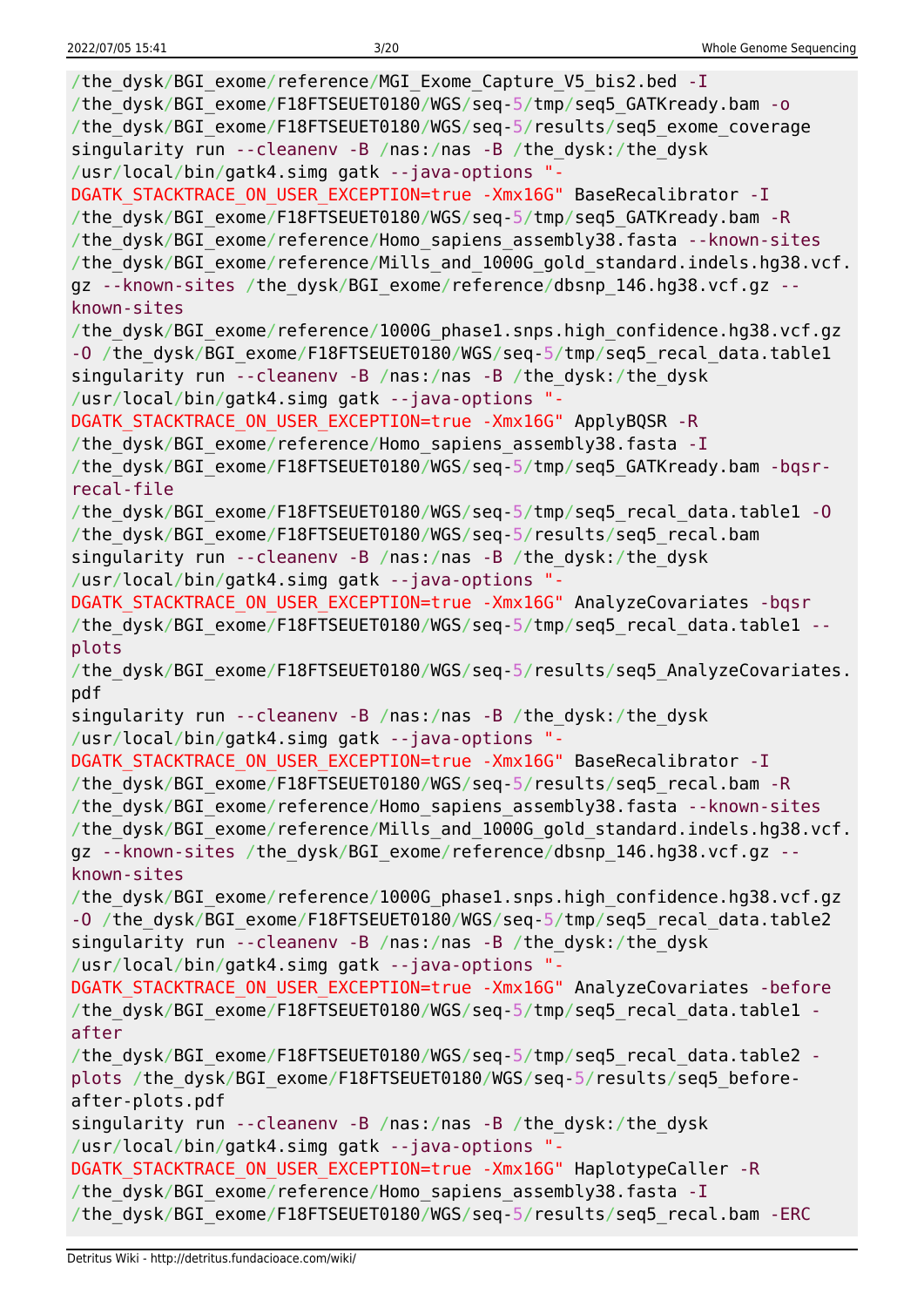```
/the_dysk/BGI_exome/reference/MGI_Exome_Capture_V5_bis2.bed -I
/the_dysk/BGI_exome/F18FTSEUET0180/WGS/seq-5/tmp/seq5_GATKready.bam -o
/the_dysk/BGI_exome/F18FTSEUET0180/WGS/seq-5/results/seq5_exome_coverage
singularity run --cleanenv -B /nas:/nas -B /the_dysk:/the_dysk
/usr/local/bin/gatk4.simg gatk --java-options "-
DGATK_STACKTRACE_ON_USER_EXCEPTION=true -Xmx16G" BaseRecalibrator -I
/the_dysk/BGI_exome/F18FTSEUET0180/WGS/seq-5/tmp/seq5_GATKready.bam -R
/the_dysk/BGI_exome/reference/Homo_sapiens_assembly38.fasta --known-sites
/the_dysk/BGI_exome/reference/Mills_and_1000G_gold_standard.indels.hg38.vcf.
gz --known-sites /the_dysk/BGI_exome/reference/dbsnp_146.hg38.vcf.gz --
known-sites
/the_dysk/BGI_exome/reference/1000G_phase1.snps.high_confidence.hg38.vcf.gz
-O /the_dysk/BGI_exome/F18FTSEUET0180/WGS/seq-5/tmp/seq5_recal_data.table1
singularity run --cleanenv -B /nas:/nas -B /the_dysk:/the_dysk
/usr/local/bin/gatk4.simg gatk --java-options "-
DGATK_STACKTRACE_ON_USER_EXCEPTION=true -Xmx16G" ApplyBQSR -R
/the_dysk/BGI_exome/reference/Homo_sapiens_assembly38.fasta -I
/the_dysk/BGI_exome/F18FTSEUET0180/WGS/seq-5/tmp/seq5_GATKready.bam -bqsr-
recal-file
/the_dysk/BGI_exome/F18FTSEUET0180/WGS/seq-5/tmp/seq5_recal_data.table1 -O
/the_dysk/BGI_exome/F18FTSEUET0180/WGS/seq-5/results/seq5_recal.bam
singularity run --cleanenv -B /nas:/nas -B /the_dysk:/the_dysk
/usr/local/bin/gatk4.simg gatk --java-options "-
DGATK_STACKTRACE_ON_USER_EXCEPTION=true -Xmx16G" AnalyzeCovariates -bqsr
/the_dysk/BGI_exome/F18FTSEUET0180/WGS/seq-5/tmp/seq5_recal_data.table1 --
plots
/the_dysk/BGI_exome/F18FTSEUET0180/WGS/seq-5/results/seq5_AnalyzeCovariates.
pdf
singularity run --cleanenv -B /nas:/nas -B /the_dysk:/the_dysk
/usr/local/bin/gatk4.simg gatk --java-options "-
DGATK_STACKTRACE_ON_USER_EXCEPTION=true -Xmx16G" BaseRecalibrator -I
/the_dysk/BGI_exome/F18FTSEUET0180/WGS/seq-5/results/seq5_recal.bam -R
/the_dysk/BGI_exome/reference/Homo_sapiens_assembly38.fasta --known-sites
/the_dysk/BGI_exome/reference/Mills_and_1000G_gold_standard.indels.hg38.vcf.
gz --known-sites /the_dysk/BGI_exome/reference/dbsnp_146.hg38.vcf.gz --
known-sites
/the_dysk/BGI_exome/reference/1000G_phase1.snps.high_confidence.hg38.vcf.gz
-O /the_dysk/BGI_exome/F18FTSEUET0180/WGS/seq-5/tmp/seq5_recal_data.table2
singularity run --cleanenv -B /nas:/nas -B /the_dysk:/the_dysk
/usr/local/bin/gatk4.simg gatk --java-options "-
DGATK_STACKTRACE_ON_USER_EXCEPTION=true -Xmx16G" AnalyzeCovariates -before
/the_dysk/BGI_exome/F18FTSEUET0180/WGS/seq-5/tmp/seq5_recal_data.table1 -
after
/the_dysk/BGI_exome/F18FTSEUET0180/WGS/seq-5/tmp/seq5_recal_data.table2 -
plots /the_dysk/BGI_exome/F18FTSEUET0180/WGS/seq-5/results/seq5_before-
after-plots.pdf
singularity run --cleanenv -B /nas:/nas -B /the_dysk:/the_dysk
/usr/local/bin/gatk4.simg gatk --java-options "-
DGATK_STACKTRACE_ON_USER_EXCEPTION=true -Xmx16G" HaplotypeCaller -R
/the_dysk/BGI_exome/reference/Homo_sapiens_assembly38.fasta -I
/the_dysk/BGI_exome/F18FTSEUET0180/WGS/seq-5/results/seq5_recal.bam -ERC
```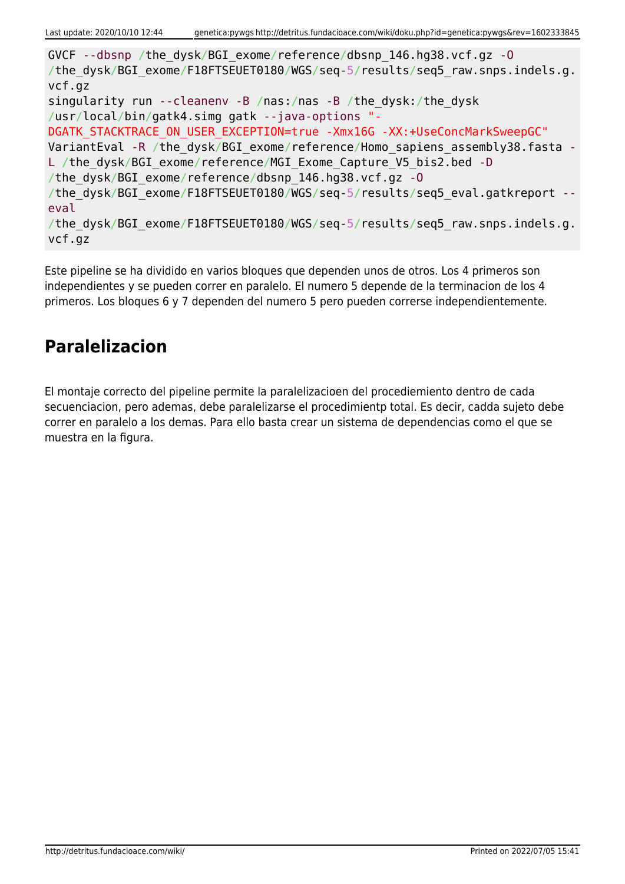```
GVCF --dbsnp /the_dysk/BGI_exome/reference/dbsnp_146.hg38.vcf.gz -O
/the_dysk/BGI_exome/F18FTSEUET0180/WGS/seq-5/results/seq5_raw.snps.indels.g.
vcf.gz
singularity run --cleanenv -B /nas:/nas -B /the_dysk:/the_dysk
/usr/local/bin/gatk4.simg gatk --java-options "-
DGATK_STACKTRACE_ON_USER_EXCEPTION=true -Xmx16G -XX:+UseConcMarkSweepGC"
VariantEval -R /the_dysk/BGI_exome/reference/Homo_sapiens_assembly38.fasta -
L /the_dysk/BGI_exome/reference/MGI_Exome_Capture_V5_bis2.bed -D
/the_dysk/BGI_exome/reference/dbsnp_146.hg38.vcf.gz -O
/the_dysk/BGI_exome/F18FTSEUET0180/WGS/seq-5/results/seq5_eval.gatkreport --
eval
/the_dysk/BGI_exome/F18FTSEUET0180/WGS/seq-5/results/seq5_raw.snps.indels.g.
vcf.gz
```

Este pipeline se ha dividido en varios bloques que dependen unos de otros. Los 4 primeros son independientes y se pueden correr en paralelo. El numero 5 depende de la terminacion de los 4 primeros. Los bloques 6 y 7 dependen del numero 5 pero pueden correrse independientemente.

## Paralelizacion

El montaje correcto del pipeline permite la paralelizacioen del procediemiento dentro de cada secuenciacion, pero ademas, debe paralelizarse el procedimientp total. Es decir, cadda sujeto debe correr en paralelo a los demas. Para ello basta crear un sistema de dependencias como el que se muestra en la figura.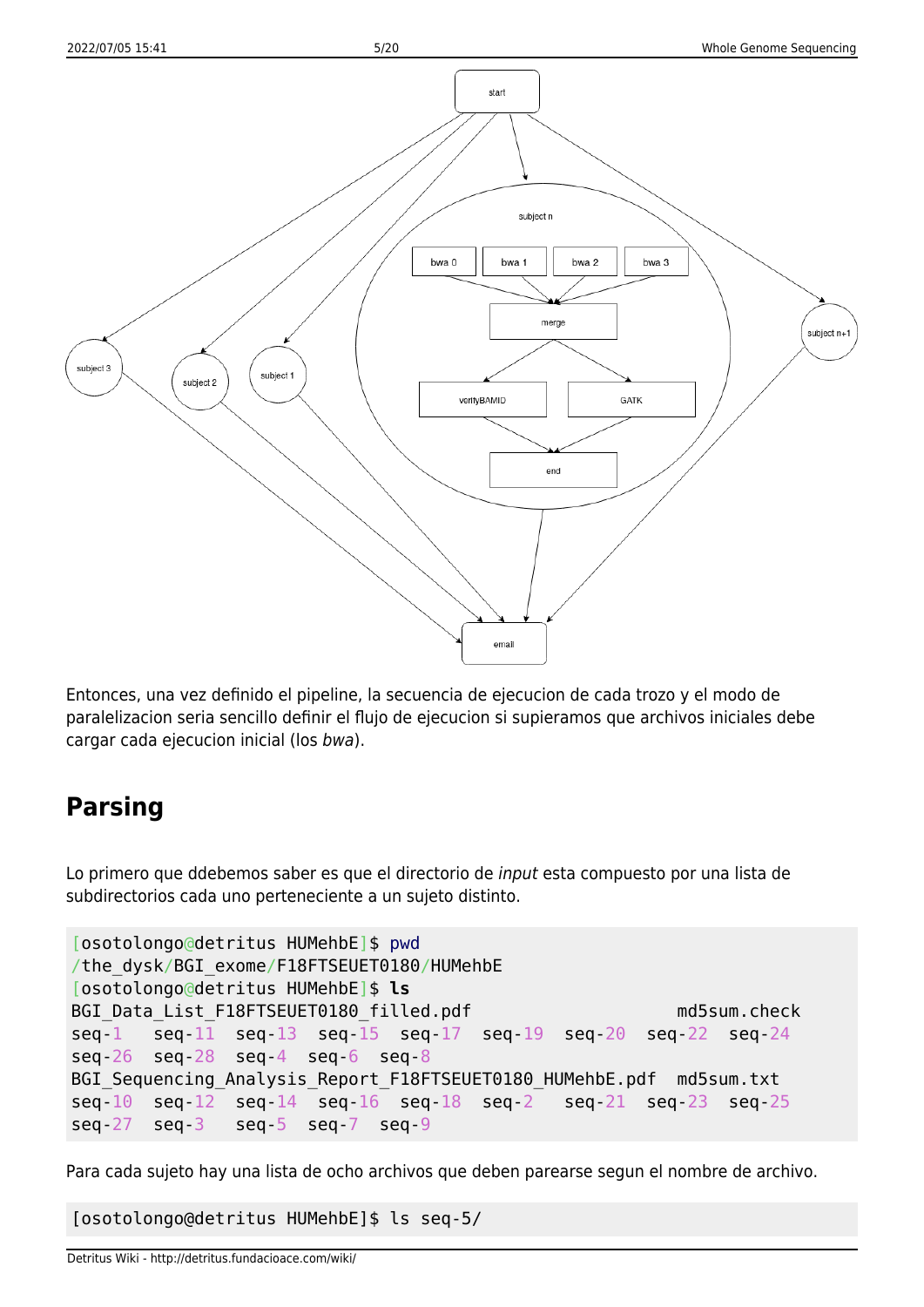Entonces, una vez definido el pipeline, la secuencia de ejecucion de cada trozo y el modo de paralelizacion seria sencillo definir el flujo de ejecucion si supieramos que archivos iniciales debe cargar cada ejecucion inicial (los *bwa*).

## Parsing

Lo primero que ddebemos saber es que el directorio de *input* esta compuesto por una lista de subdirectorios cada uno perteneciente a un sujeto distinto.

```
[osotolongo@detritus HUMehbE]$ pwd
/the_dysk/BGI_exome/F18FTSEUET0180/HUMehbE
[osotolongo@detritus HUMehbE]$ ls
BGI_Data_List_F18FTSEUET0180_filled.pdf                   md5sum.check
seq-1   seq-11  seq-13  seq-15  seq-17  seq-19  seq-20  seq-22  seq-24
seq-26  seq-28  seq-4   seq-6   seq-8
BGI_Sequencing_Analysis_Report_F18FTSEUET0180_HUMehbE.pdf  md5sum.txt
seq-10  seq-12  seq-14  seq-16  seq-18  seq-2   seq-21  seq-23  seq-25
seq-27  seq-3   seq-5   seq-7   seq-9
```

Para cada sujeto hay una lista de ocho archivos que deben parearse segun el nombre de archivo.

```
[osotolongo@detritus HUMehbE]$ ls seq-5/
```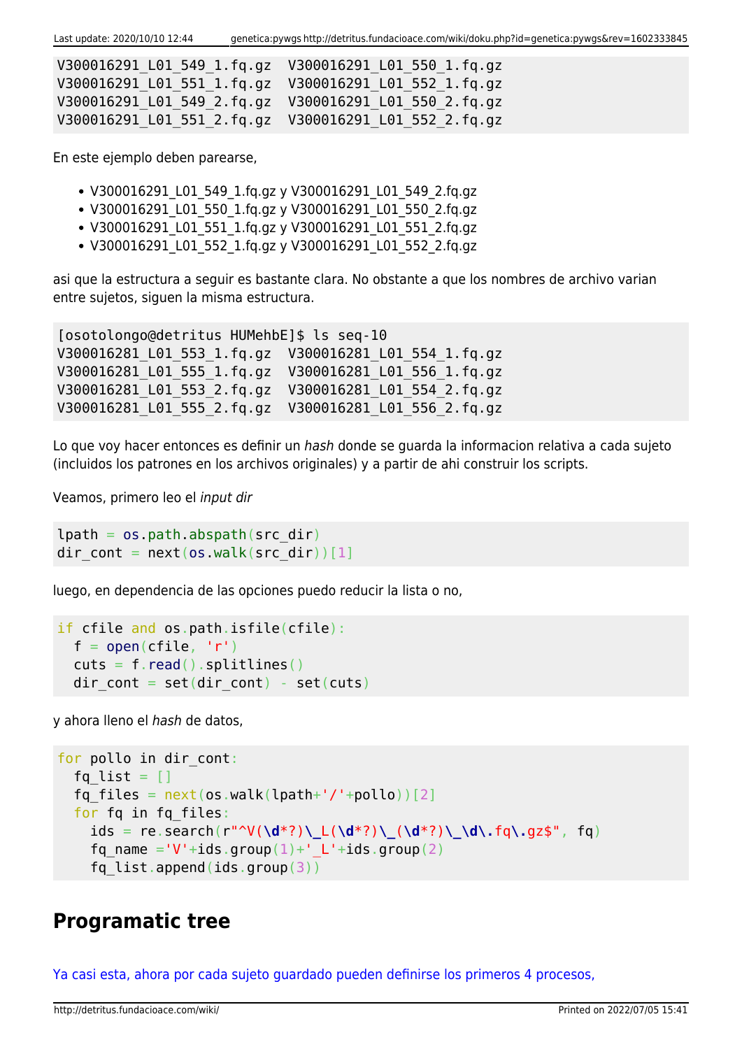```
V300016291_L01_549_1.fq.gz  V300016291_L01_550_1.fq.gz
V300016291_L01_551_1.fq.gz  V300016291_L01_552_1.fq.gz
V300016291_L01_549_2.fq.gz  V300016291_L01_550_2.fq.gz
V300016291_L01_551_2.fq.gz  V300016291_L01_552_2.fq.gz
```

En este ejemplo deben parearse,

- V300016291_L01_549_1.fq.gz y V300016291_L01_549_2.fq.gz
- V300016291_L01_550_1.fq.gz y V300016291_L01_550_2.fq.gz
- V300016291_L01_551_1.fq.gz y V300016291_L01_551_2.fq.gz
- V300016291_L01_552_1.fq.gz y V300016291_L01_552_2.fq.gz

asi que la estructura a seguir es bastante clara. No obstante a que los nombres de archivo varian entre sujetos, siguen la misma estructura.

```
[osotolongo@detritus HUMehbE]$ ls seq-10
V300016281_L01_553_1.fq.gz  V300016281_L01_554_1.fq.gz
V300016281_L01_555_1.fq.gz  V300016281_L01_556_1.fq.gz
V300016281_L01_553_2.fq.gz  V300016281_L01_554_2.fq.gz
V300016281_L01_555_2.fq.gz  V300016281_L01_556_2.fq.gz
```

Lo que voy hacer entonces es definir un *hash* donde se guarda la informacion relativa a cada sujeto (incluidos los patrones en los archivos originales) y a partir de ahi construir los scripts.

Veamos, primero leo el *input dir*

```
lpath = os.path.abspath(src_dir)
dir_cont = next(os.walk(src_dir))[1]
```

luego, en dependencia de las opciones puedo reducir la lista o no,

```
if cfile and os.path.isfile(cfile):
  f = open(cfile, 'r')
  cuts = f.read().splitlines()
  dir_cont = set(dir_cont) - set(cuts)
```

y ahora lleno el *hash* de datos,

```
for pollo in dir_cont:
  fq_list = []
  fq_files = next(os.walk(lpath+'/'+pollo))[2]
  for fq in fq_files:
    ids = re.search(r"^V(\d*?)\_L(\d*?)\_(\d*?)\_\d\.fq\.gz$", fq)
    fq_name ='V'+ids.group(1)+'_L'+ids.group(2)
    fq_list.append(ids.group(3))
```

## Programatic tree

Ya casi esta, ahora por cada sujeto guardado pueden definirse los primeros 4 procesos,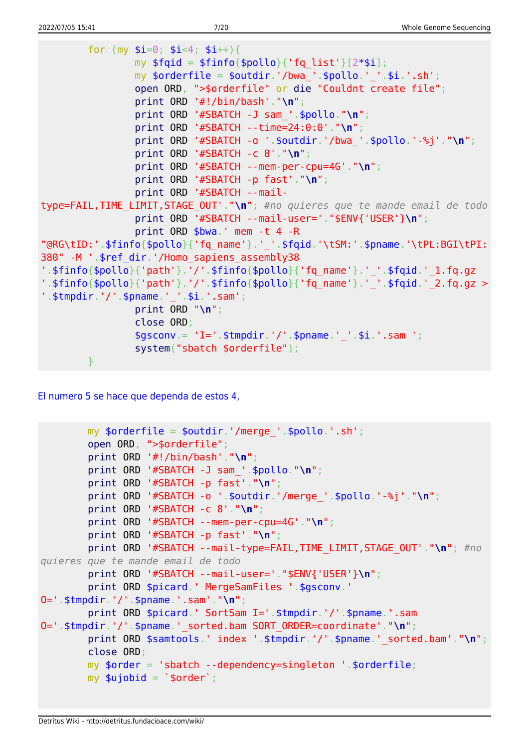```perl
        for (my $i=0; $i<4; $i++){
                my $fqid = $finfo{$pollo}{'fq_list'}[2*$i];
                my $orderfile = $outdir.'/bwa_'.$pollo.'_'.$i.'.sh';
                open ORD, ">$orderfile" or die "Couldnt create file";
                print ORD '#!/bin/bash'."\n";
                print ORD '#SBATCH -J sam_'.$pollo."\n";
                print ORD '#SBATCH --time=24:0:0'."\n";
                print ORD '#SBATCH -o '.$outdir.'/bwa_'.$pollo.'-%j'."\n";
                print ORD '#SBATCH -c 8'."\n";
                print ORD '#SBATCH --mem-per-cpu=4G'."\n";
                print ORD '#SBATCH -p fast'."\n";
                print ORD '#SBATCH --mail-type=FAIL,TIME_LIMIT,STAGE_OUT'."\n"; #no quieres que te mande email de todo
                print ORD '#SBATCH --mail-user='."$ENV{'USER'}\n";
                print ORD $bwa.' mem -t 4 -R "@RG\tID:'.$finfo{$pollo}{'fq_name'}.'_'.$fqid.'\tSM:'.$pname.'\tPL:BGI\tPI:380" -M '.$ref_dir.'/Homo_sapiens_assembly38 '.$finfo{$pollo}{'path'}.'/'.$finfo{$pollo}{'fq_name'}.'_'.$fqid.'_1.fq.gz '.$finfo{$pollo}{'path'}.'/'.$finfo{$pollo}{'fq_name'}.'_'.$fqid.'_2.fq.gz > '.$tmpdir.'/'.$pname.'_'.$i.'.sam';
                print ORD "\n";
                close ORD;
                $gsconv.= 'I='.$tmpdir.'/'.$pname.'_'.$i.'.sam ';
                system("sbatch $orderfile");
        }
```

El numero 5 se hace que dependa de estos 4,

```perl
        my $orderfile = $outdir.'/merge_'.$pollo.'.sh';
        open ORD, ">$orderfile";
        print ORD '#!/bin/bash'."\n";
        print ORD '#SBATCH -J sam_'.$pollo."\n";
        print ORD '#SBATCH -p fast'."\n";
        print ORD '#SBATCH -o '.$outdir.'/merge_'.$pollo.'-%j'."\n";
        print ORD '#SBATCH -c 8'."\n";
        print ORD '#SBATCH --mem-per-cpu=4G'."\n";
        print ORD '#SBATCH -p fast'."\n";
        print ORD '#SBATCH --mail-type=FAIL,TIME_LIMIT,STAGE_OUT'."\n"; #no quieres que te mande email de todo
        print ORD '#SBATCH --mail-user='."$ENV{'USER'}\n";
        print ORD $picard.' MergeSamFiles '.$gsconv.' O='.$tmpdir.'/'.$pname.'.sam'."\n";
        print ORD $picard.' SortSam I='.$tmpdir.'/'.$pname.'.sam O='.$tmpdir.'/'.$pname.'_sorted.bam SORT_ORDER=coordinate'."\n";
        print ORD $samtools.' index '.$tmpdir.'/'.$pname.'_sorted.bam'."\n";
        close ORD;
        my $order = 'sbatch --dependency=singleton '.$orderfile;
        my $ujobid = `$order`;
```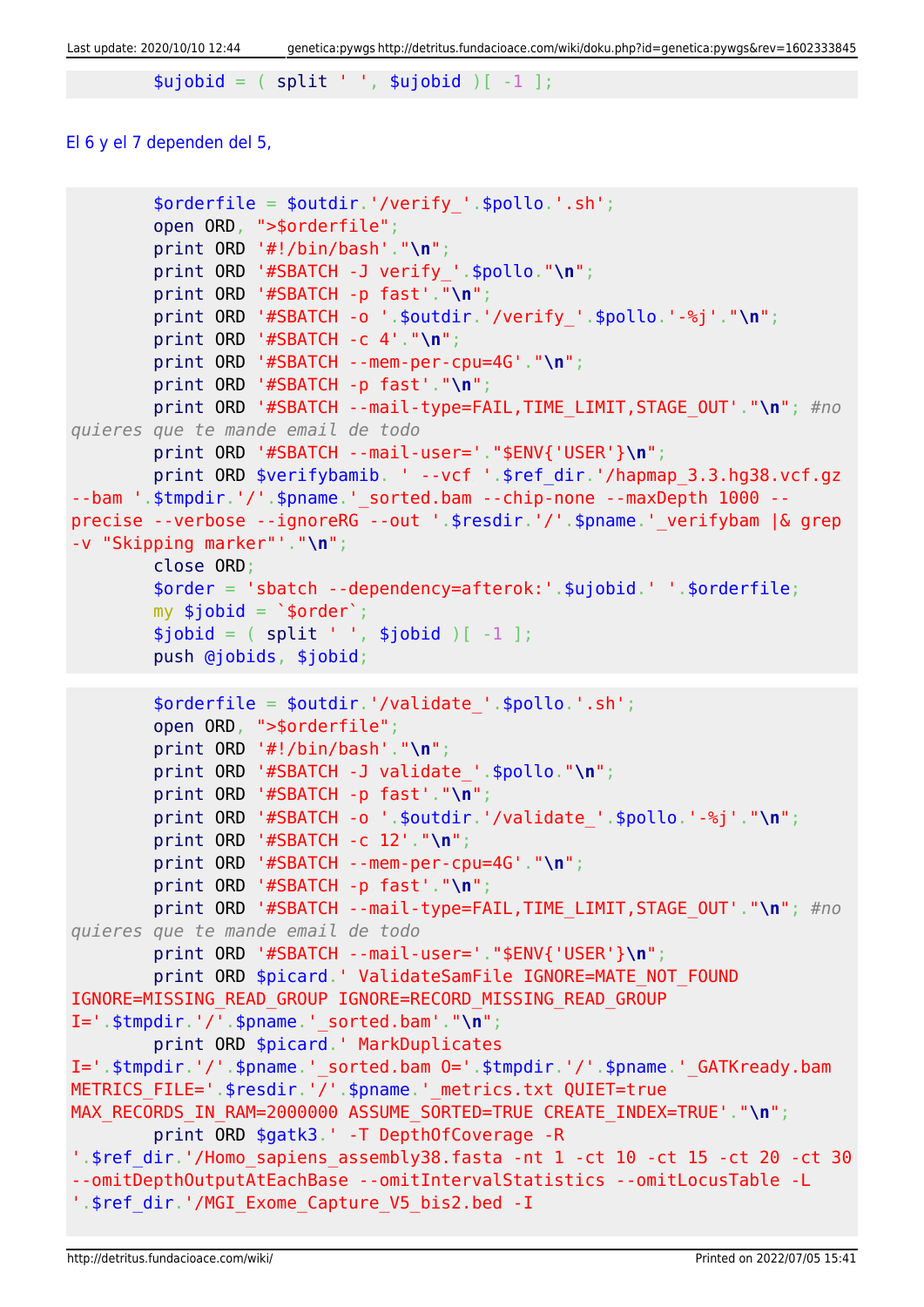```
        $ujobid = ( split ' ', $ujobid )[ -1 ];
```

El 6 y el 7 dependen del 5,

```
        $orderfile = $outdir.'/verify_'.$pollo.'.sh';
        open ORD, ">$orderfile";
        print ORD '#!/bin/bash'."\n";
        print ORD '#SBATCH -J verify_'.$pollo."\n";
        print ORD '#SBATCH -p fast'."\n";
        print ORD '#SBATCH -o '.$outdir.'/verify_'.$pollo.'-%j'."\n";
        print ORD '#SBATCH -c 4'."\n";
        print ORD '#SBATCH --mem-per-cpu=4G'."\n";
        print ORD '#SBATCH -p fast'."\n";
        print ORD '#SBATCH --mail-type=FAIL,TIME_LIMIT,STAGE_OUT'."\n"; #no
quieres que te mande email de todo
        print ORD '#SBATCH --mail-user='."$ENV{'USER'}\n";
        print ORD $verifybamib. ' --vcf '.$ref_dir.'/hapmap_3.3.hg38.vcf.gz
--bam '.$tmpdir.'/'.$pname.'_sorted.bam --chip-none --maxDepth 1000 --
precise --verbose --ignoreRG --out '.$resdir.'/'.$pname.'_verifybam |& grep
-v "Skipping marker"'."\n";
        close ORD;
        $order = 'sbatch --dependency=afterok:'.$ujobid.' '.$orderfile;
        my $jobid = `$order`;
        $jobid = ( split ' ', $jobid )[ -1 ];
        push @jobids, $jobid;
```

```
        $orderfile = $outdir.'/validate_'.$pollo.'.sh';
        open ORD, ">$orderfile";
        print ORD '#!/bin/bash'."\n";
        print ORD '#SBATCH -J validate_'.$pollo."\n";
        print ORD '#SBATCH -p fast'."\n";
        print ORD '#SBATCH -o '.$outdir.'/validate_'.$pollo.'-%j'."\n";
        print ORD '#SBATCH -c 12'."\n";
        print ORD '#SBATCH --mem-per-cpu=4G'."\n";
        print ORD '#SBATCH -p fast'."\n";
        print ORD '#SBATCH --mail-type=FAIL,TIME_LIMIT,STAGE_OUT'."\n"; #no
quieres que te mande email de todo
        print ORD '#SBATCH --mail-user='."$ENV{'USER'}\n";
        print ORD $picard.' ValidateSamFile IGNORE=MATE_NOT_FOUND
IGNORE=MISSING_READ_GROUP IGNORE=RECORD_MISSING_READ_GROUP
I='.$tmpdir.'/'.$pname.'_sorted.bam'."\n";
        print ORD $picard.' MarkDuplicates
I='.$tmpdir.'/'.$pname.'_sorted.bam O='.$tmpdir.'/'.$pname.'_GATKready.bam
METRICS_FILE='.$resdir.'/'.$pname.'_metrics.txt QUIET=true
MAX_RECORDS_IN_RAM=2000000 ASSUME_SORTED=TRUE CREATE_INDEX=TRUE'."\n";
        print ORD $gatk3.' -T DepthOfCoverage -R
'.$ref_dir.'/Homo_sapiens_assembly38.fasta -nt 1 -ct 10 -ct 15 -ct 20 -ct 30
--omitDepthOutputAtEachBase --omitIntervalStatistics --omitLocusTable -L
'.$ref_dir.'/MGI_Exome_Capture_V5_bis2.bed -I
```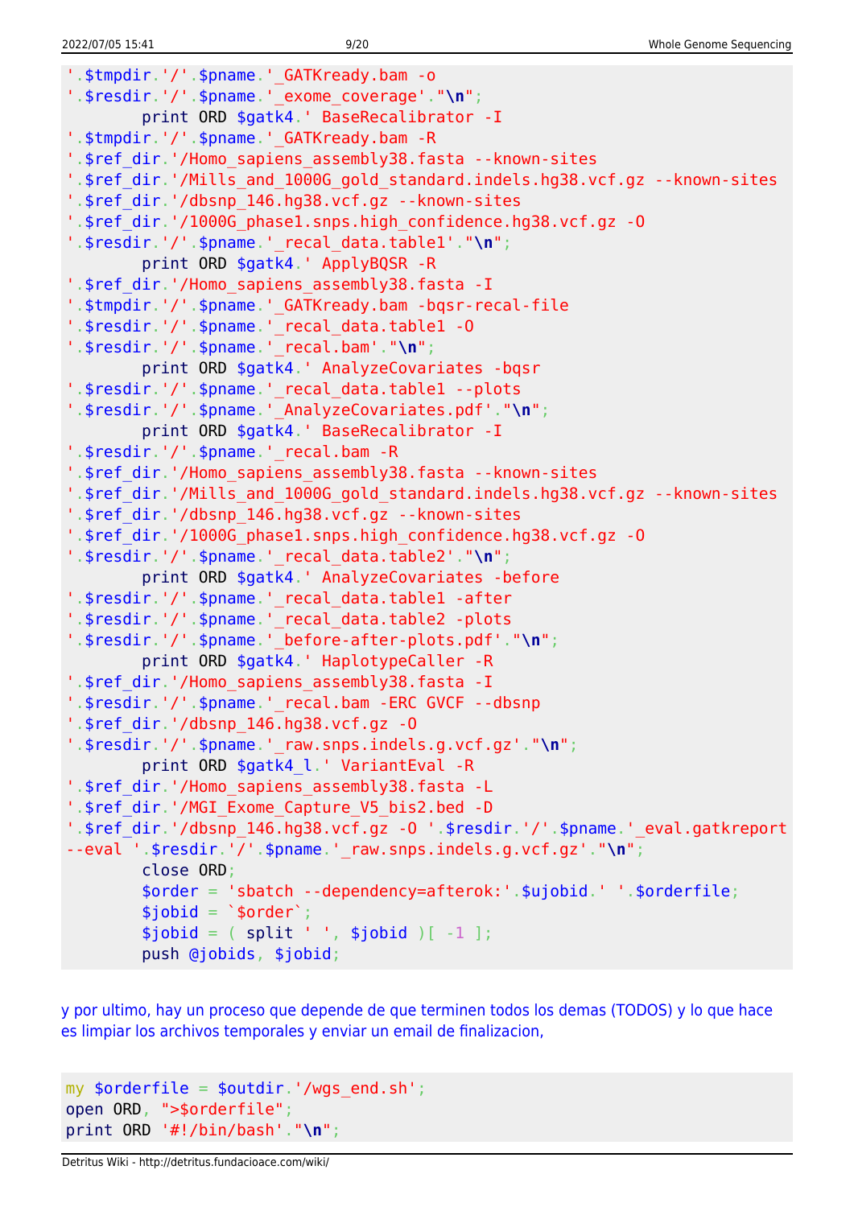```
'.$tmpdir.'/'.$pname.'_GATKready.bam -o
'.$resdir.'/'.$pname.'_exome_coverage'."\n";
        print ORD $gatk4.' BaseRecalibrator -I
'.$tmpdir.'/'.$pname.'_GATKready.bam -R
'.$ref_dir.'/Homo_sapiens_assembly38.fasta --known-sites
'.$ref_dir.'/Mills_and_1000G_gold_standard.indels.hg38.vcf.gz --known-sites
'.$ref_dir.'/dbsnp_146.hg38.vcf.gz --known-sites
'.$ref_dir.'/1000G_phase1.snps.high_confidence.hg38.vcf.gz -O
'.$resdir.'/'.$pname.'_recal_data.table1'."\n";
        print ORD $gatk4.' ApplyBQSR -R
'.$ref_dir.'/Homo_sapiens_assembly38.fasta -I
'.$tmpdir.'/'.$pname.'_GATKready.bam -bqsr-recal-file
'.$resdir.'/'.$pname.'_recal_data.table1 -O
'.$resdir.'/'.$pname.'_recal.bam'."\n";
        print ORD $gatk4.' AnalyzeCovariates -bqsr
'.$resdir.'/'.$pname.'_recal_data.table1 --plots
'.$resdir.'/'.$pname.'_AnalyzeCovariates.pdf'."\n";
        print ORD $gatk4.' BaseRecalibrator -I
'.$resdir.'/'.$pname.'_recal.bam -R
'.$ref_dir.'/Homo_sapiens_assembly38.fasta --known-sites
'.$ref_dir.'/Mills_and_1000G_gold_standard.indels.hg38.vcf.gz --known-sites
'.$ref_dir.'/dbsnp_146.hg38.vcf.gz --known-sites
'.$ref_dir.'/1000G_phase1.snps.high_confidence.hg38.vcf.gz -O
'.$resdir.'/'.$pname.'_recal_data.table2'."\n";
        print ORD $gatk4.' AnalyzeCovariates -before
'.$resdir.'/'.$pname.'_recal_data.table1 -after
'.$resdir.'/'.$pname.'_recal_data.table2 -plots
'.$resdir.'/'.$pname.'_before-after-plots.pdf'."\n";
        print ORD $gatk4.' HaplotypeCaller -R
'.$ref_dir.'/Homo_sapiens_assembly38.fasta -I
'.$resdir.'/'.$pname.'_recal.bam -ERC GVCF --dbsnp
'.$ref_dir.'/dbsnp_146.hg38.vcf.gz -O
'.$resdir.'/'.$pname.'_raw.snps.indels.g.vcf.gz'."\n";
        print ORD $gatk4_l.' VariantEval -R
'.$ref_dir.'/Homo_sapiens_assembly38.fasta -L
'.$ref_dir.'/MGI_Exome_Capture_V5_bis2.bed -D
'.$ref_dir.'/dbsnp_146.hg38.vcf.gz -O '.$resdir.'/'.$pname.'_eval.gatkreport
--eval '.$resdir.'/'.$pname.'_raw.snps.indels.g.vcf.gz'."\n";
        close ORD;
        $order = 'sbatch --dependency=afterok:'.$ujobid.' '.$orderfile;
        $jobid = `$order`;
        $jobid = ( split ' ', $jobid )[ -1 ];
        push @jobids, $jobid;
```

y por ultimo, hay un proceso que depende de que terminen todos los demas (TODOS) y lo que hace es limpiar los archivos temporales y enviar un email de finalizacion,

```
my $orderfile = $outdir.'/wgs_end.sh';
open ORD, ">$orderfile";
print ORD '#!/bin/bash'."\n";
```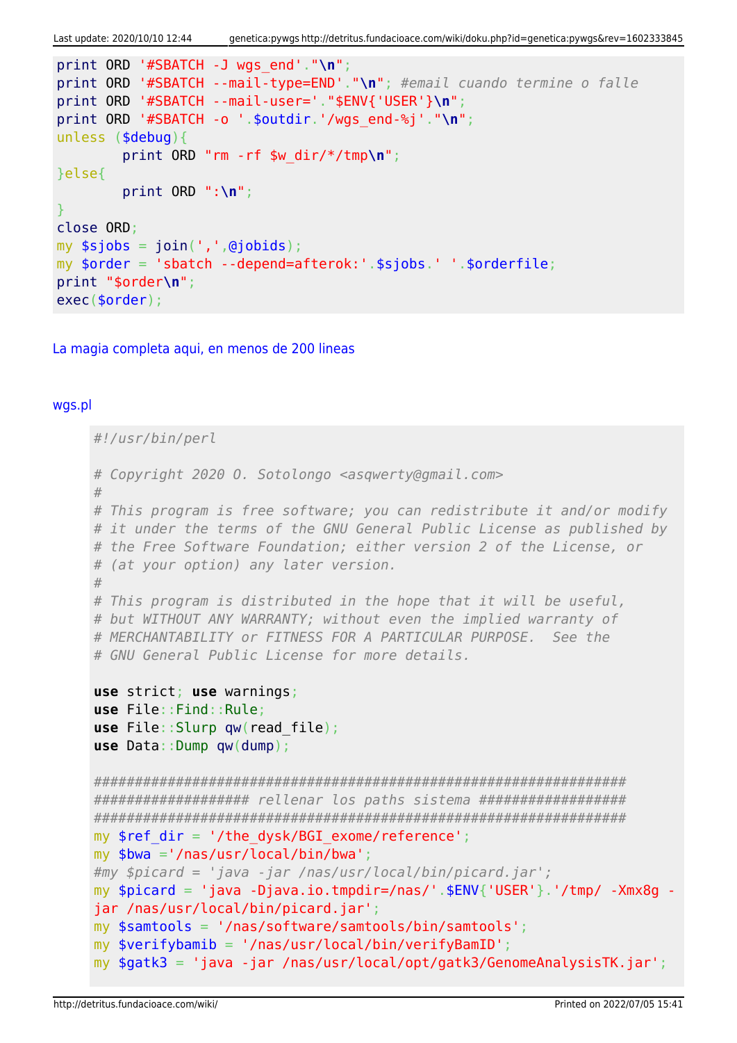```
print ORD '#SBATCH -J wgs_end'."\n";
print ORD '#SBATCH --mail-type=END'."\n"; #email cuando termine o falle
print ORD '#SBATCH --mail-user='."$ENV{'USER'}\n";
print ORD '#SBATCH -o '.$outdir.'/wgs_end-%j'."\n";
unless ($debug){
        print ORD "rm -rf $w_dir/*/tmp\n";
}else{
        print ORD ":\n";
}
close ORD;
my $sjobs = join(',',@jobids);
my $order = 'sbatch --depend=afterok:'.$sjobs.' '.$orderfile;
print "$order\n";
exec($order);
```

La magia completa aqui, en menos de 200 lineas

wgs.pl

```
#!/usr/bin/perl

# Copyright 2020 O. Sotolongo <asqwerty@gmail.com>
#
# This program is free software; you can redistribute it and/or modify
# it under the terms of the GNU General Public License as published by
# the Free Software Foundation; either version 2 of the License, or
# (at your option) any later version.
#
# This program is distributed in the hope that it will be useful,
# but WITHOUT ANY WARRANTY; without even the implied warranty of
# MERCHANTABILITY or FITNESS FOR A PARTICULAR PURPOSE.  See the
# GNU General Public License for more details.

use strict; use warnings;
use File::Find::Rule;
use File::Slurp qw(read_file);
use Data::Dump qw(dump);

##################################################################
################### rellenar los paths sistema ##################
##################################################################
my $ref_dir = '/the_dysk/BGI_exome/reference';
my $bwa ='/nas/usr/local/bin/bwa';
#my $picard = 'java -jar /nas/usr/local/bin/picard.jar';
my $picard = 'java -Djava.io.tmpdir=/nas/'.$ENV{'USER'}.'/tmp/ -Xmx8g -jar /nas/usr/local/bin/picard.jar';
my $samtools = '/nas/software/samtools/bin/samtools';
my $verifybamib = '/nas/usr/local/bin/verifyBamID';
my $gatk3 = 'java -jar /nas/usr/local/opt/gatk3/GenomeAnalysisTK.jar';
```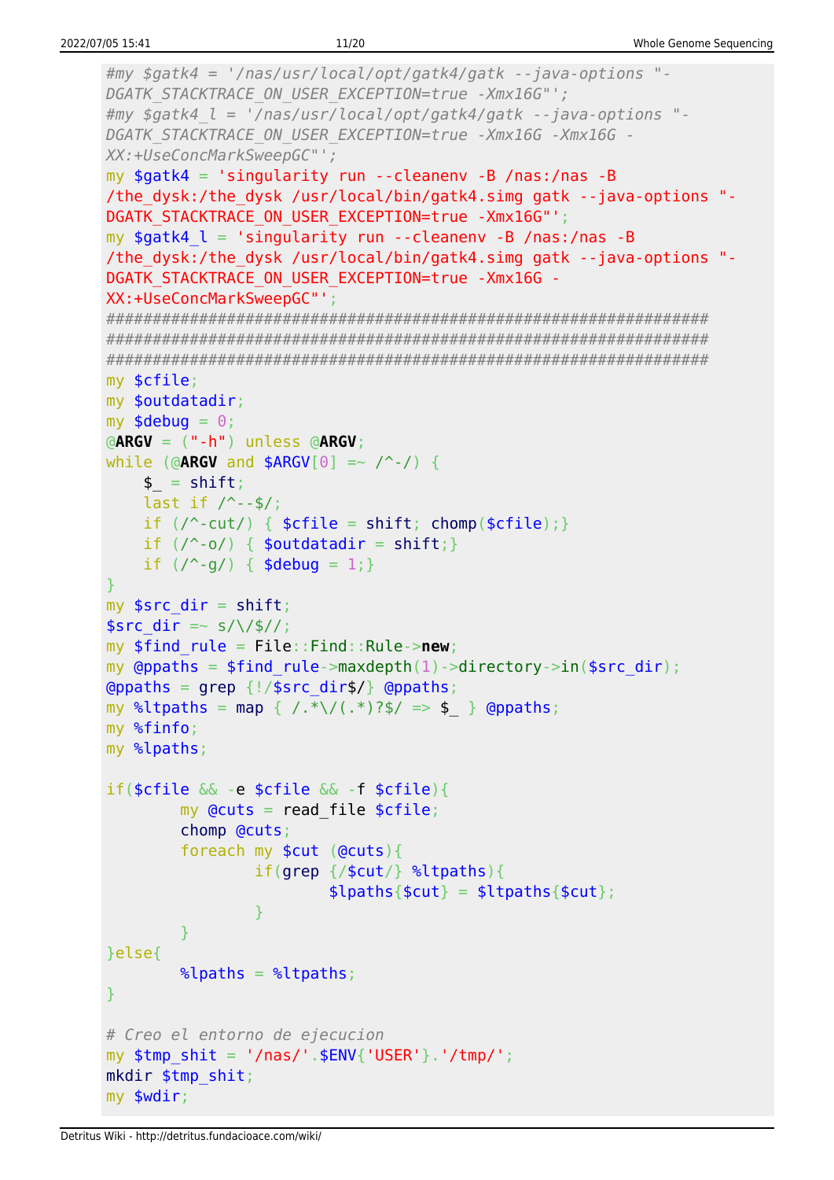```
#my $gatk4 = '/nas/usr/local/opt/gatk4/gatk --java-options "-DGATK_STACKTRACE_ON_USER_EXCEPTION=true -Xmx16G"';
#my $gatk4_l = '/nas/usr/local/opt/gatk4/gatk --java-options "-DGATK_STACKTRACE_ON_USER_EXCEPTION=true -Xmx16G -Xmx16G -XX:+UseConcMarkSweepGC"';
my $gatk4 = 'singularity run --cleanenv -B /nas:/nas -B /the_dysk:/the_dysk /usr/local/bin/gatk4.simg gatk --java-options "-DGATK_STACKTRACE_ON_USER_EXCEPTION=true -Xmx16G"';
my $gatk4_l = 'singularity run --cleanenv -B /nas:/nas -B /the_dysk:/the_dysk /usr/local/bin/gatk4.simg gatk --java-options "-DGATK_STACKTRACE_ON_USER_EXCEPTION=true -Xmx16G -XX:+UseConcMarkSweepGC"';
################################################################
################################################################
################################################################
my $cfile;
my $outdatadir;
my $debug = 0;
@ARGV = ("-h") unless @ARGV;
while (@ARGV and $ARGV[0] =~ /^-/) {
    $_ = shift;
    last if /^--$/;
    if (/^-cut/) { $cfile = shift; chomp($cfile);}
    if (/^-o/) { $outdatadir = shift;}
    if (/^-g/) { $debug = 1;}
}
my $src_dir = shift;
$src_dir =~ s/\/$//;
my $find_rule = File::Find::Rule->new;
my @ppaths = $find_rule->maxdepth(1)->directory->in($src_dir);
@ppaths = grep {!/$src_dir$/} @ppaths;
my %ltpaths = map { /.*\/(.*)?$/ => $_ } @ppaths;
my %finfo;
my %lpaths;

if($cfile && -e $cfile && -f $cfile){
        my @cuts = read_file $cfile;
        chomp @cuts;
        foreach my $cut (@cuts){
                if(grep {/$cut/} %ltpaths){
                        $lpaths{$cut} = $ltpaths{$cut};
                }
        }
}else{
        %lpaths = %ltpaths;
}

# Creo el entorno de ejecucion
my $tmp_shit = '/nas/'.$ENV{'USER'}.'/tmp/';
mkdir $tmp_shit;
my $wdir;
```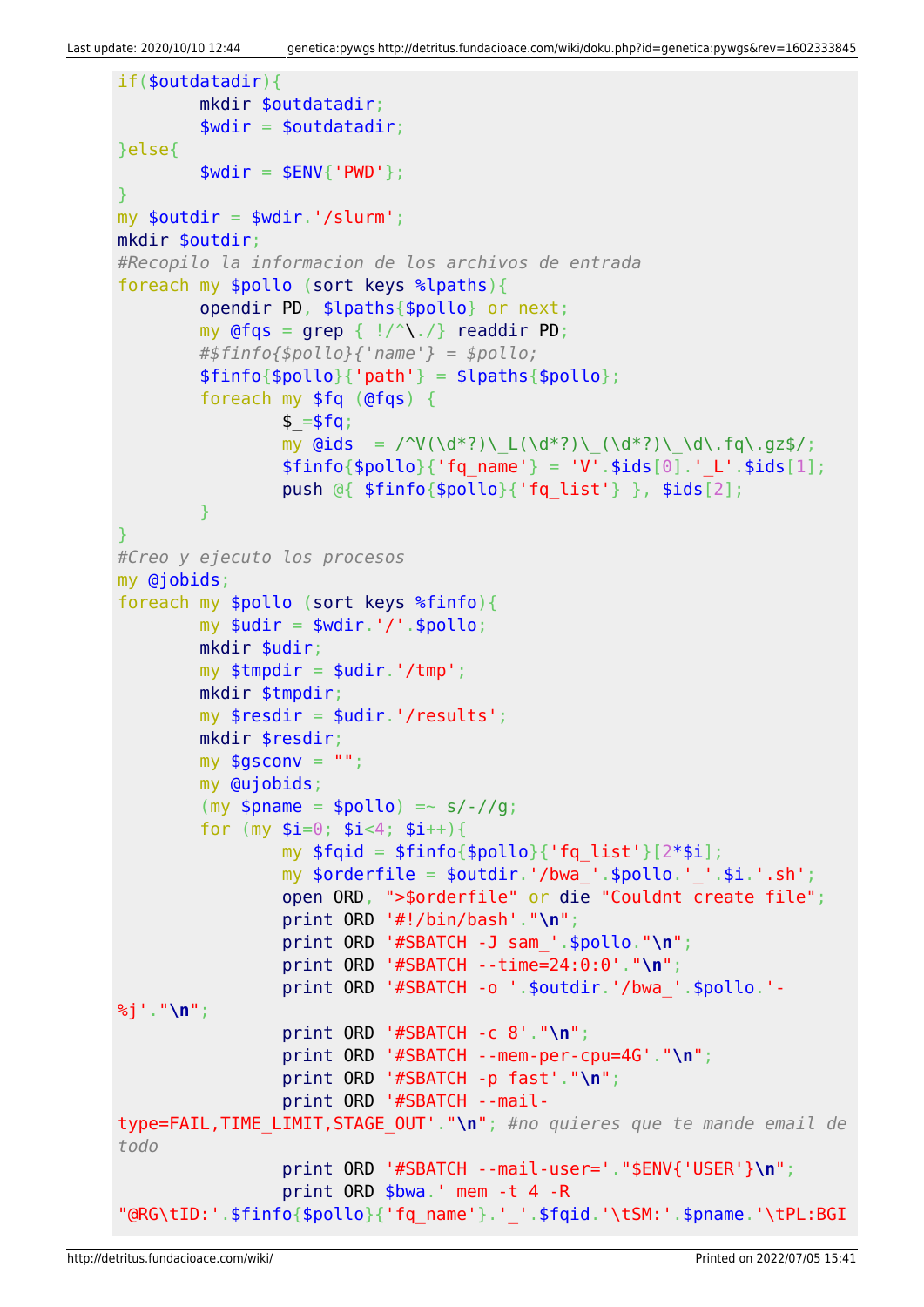```
if($outdatadir){
        mkdir $outdatadir;
        $wdir = $outdatadir;
}else{
        $wdir = $ENV{'PWD'};
}
my $outdir = $wdir.'/slurm';
mkdir $outdir;
#Recopilo la informacion de los archivos de entrada
foreach my $pollo (sort keys %lpaths){
        opendir PD, $lpaths{$pollo} or next;
        my @fqs = grep { !/^\./} readdir PD;
        #$finfo{$pollo}{'name'} = $pollo;
        $finfo{$pollo}{'path'} = $lpaths{$pollo};
        foreach my $fq (@fqs) {
                $_=$fq;
                my @ids  = /^V(\d*?)\_L(\d*?)\_(\d*?)\_\d\.fq\.gz$/;
                $finfo{$pollo}{'fq_name'} = 'V'.$ids[0].'_L'.$ids[1];
                push @{ $finfo{$pollo}{'fq_list'} }, $ids[2];
        }
}
#Creo y ejecuto los procesos
my @jobids;
foreach my $pollo (sort keys %finfo){
        my $udir = $wdir.'/'.$pollo;
        mkdir $udir;
        my $tmpdir = $udir.'/tmp';
        mkdir $tmpdir;
        my $resdir = $udir.'/results';
        mkdir $resdir;
        my $gsconv = "";
        my @ujobids;
        (my $pname = $pollo) =~ s/-//g;
        for (my $i=0; $i<4; $i++){
                my $fqid = $finfo{$pollo}{'fq_list'}[2*$i];
                my $orderfile = $outdir.'/bwa_'.$pollo.'_'.$i.'.sh';
                open ORD, ">$orderfile" or die "Couldnt create file";
                print ORD '#!/bin/bash'."\n";
                print ORD '#SBATCH -J sam_'.$pollo."\n";
                print ORD '#SBATCH --time=24:0:0'."\n";
                print ORD '#SBATCH -o '.$outdir.'/bwa_'.$pollo.'-
%j'."\n";
                print ORD '#SBATCH -c 8'."\n";
                print ORD '#SBATCH --mem-per-cpu=4G'."\n";
                print ORD '#SBATCH -p fast'."\n";
                print ORD '#SBATCH --mail-
type=FAIL,TIME_LIMIT,STAGE_OUT'."\n"; #no quieres que te mande email de
todo
                print ORD '#SBATCH --mail-user='."$ENV{'USER'}\n";
                print ORD $bwa.' mem -t 4 -R
"@RG\tID:'.$finfo{$pollo}{'fq_name'}.'_'.$fqid.'\tSM:'.$pname.'\tPL:BGI
```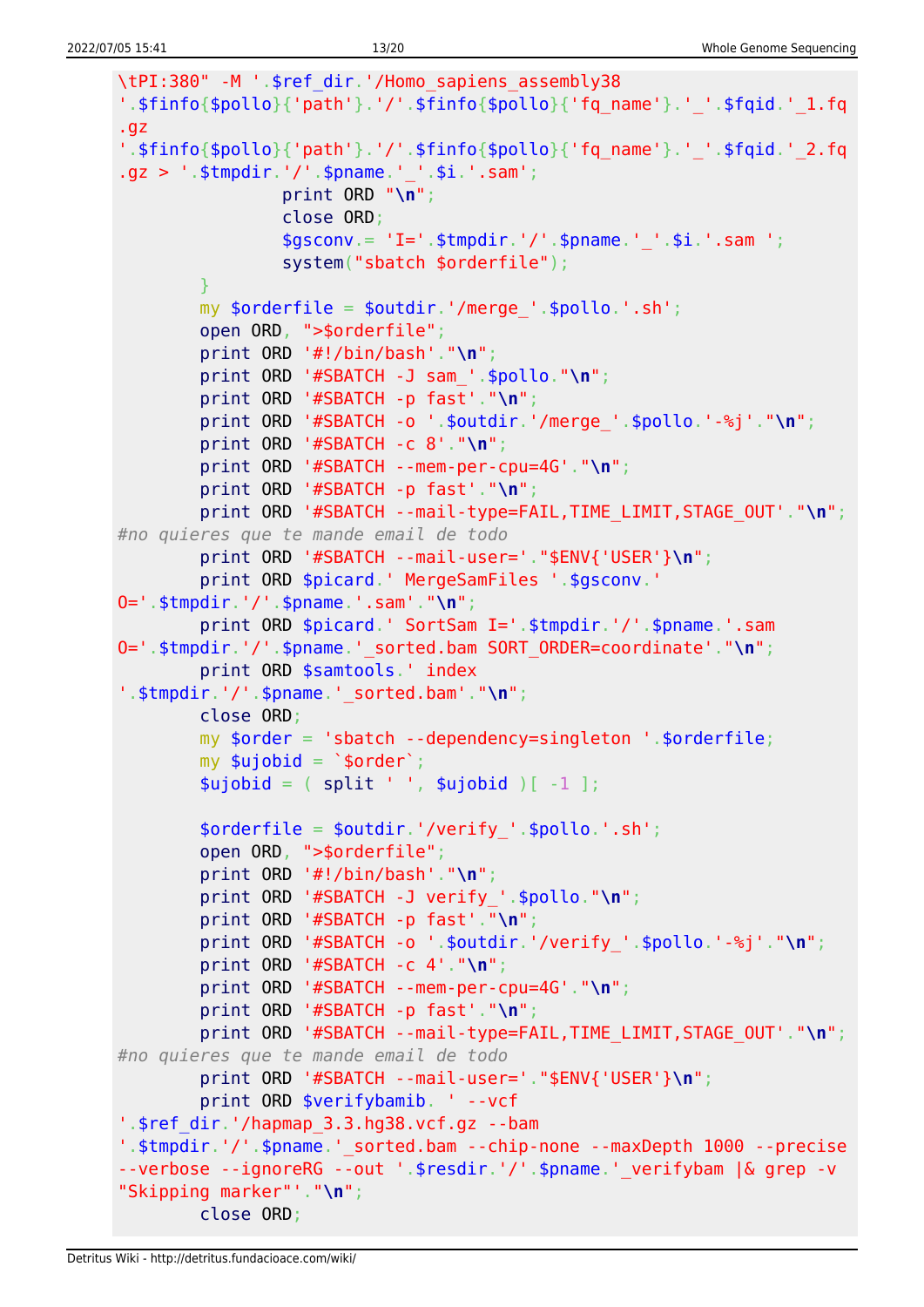```
\tPI:380" -M '.$ref_dir.'/Homo_sapiens_assembly38
'.$finfo{$pollo}{'path'}.'/'.$finfo{$pollo}{'fq_name'}.'_'.$fqid.'_1.fq
.gz
'.$finfo{$pollo}{'path'}.'/'.$finfo{$pollo}{'fq_name'}.'_'.$fqid.'_2.fq
.gz > '.$tmpdir.'/'.$pname.'_'.$i.'.sam';
                print ORD "\n";
                close ORD;
                $gsconv.= 'I='.$tmpdir.'/'.$pname.'_'.$i.'.sam ';
                system("sbatch $orderfile");
        }
        my $orderfile = $outdir.'/merge_'.$pollo.'.sh';
        open ORD, ">$orderfile";
        print ORD '#!/bin/bash'."\n";
        print ORD '#SBATCH -J sam_'.$pollo."\n";
        print ORD '#SBATCH -p fast'."\n";
        print ORD '#SBATCH -o '.$outdir.'/merge_'.$pollo.'-%j'."\n";
        print ORD '#SBATCH -c 8'."\n";
        print ORD '#SBATCH --mem-per-cpu=4G'."\n";
        print ORD '#SBATCH -p fast'."\n";
        print ORD '#SBATCH --mail-type=FAIL,TIME_LIMIT,STAGE_OUT'."\n";
#no quieres que te mande email de todo
        print ORD '#SBATCH --mail-user='."$ENV{'USER'}\n";
        print ORD $picard.' MergeSamFiles '.$gsconv.'
O='.$tmpdir.'/'.$pname.'.sam'."\n";
        print ORD $picard.' SortSam I='.$tmpdir.'/'.$pname.'.sam
O='.$tmpdir.'/'.$pname.'_sorted.bam SORT_ORDER=coordinate'."\n";
        print ORD $samtools.' index
'.$tmpdir.'/'.$pname.'_sorted.bam'."\n";
        close ORD;
        my $order = 'sbatch --dependency=singleton '.$orderfile;
        my $ujobid = `$order`;
        $ujobid = ( split ' ', $ujobid )[ -1 ];

        $orderfile = $outdir.'/verify_'.$pollo.'.sh';
        open ORD, ">$orderfile";
        print ORD '#!/bin/bash'."\n";
        print ORD '#SBATCH -J verify_'.$pollo."\n";
        print ORD '#SBATCH -p fast'."\n";
        print ORD '#SBATCH -o '.$outdir.'/verify_'.$pollo.'-%j'."\n";
        print ORD '#SBATCH -c 4'."\n";
        print ORD '#SBATCH --mem-per-cpu=4G'."\n";
        print ORD '#SBATCH -p fast'."\n";
        print ORD '#SBATCH --mail-type=FAIL,TIME_LIMIT,STAGE_OUT'."\n";
#no quieres que te mande email de todo
        print ORD '#SBATCH --mail-user='."$ENV{'USER'}\n";
        print ORD $verifybamib. ' --vcf
'.$ref_dir.'/hapmap_3.3.hg38.vcf.gz --bam
'.$tmpdir.'/'.$pname.'_sorted.bam --chip-none --maxDepth 1000 --precise
--verbose --ignoreRG --out '.$resdir.'/'.$pname.'_verifybam |& grep -v
"Skipping marker"'."\n";
        close ORD;
```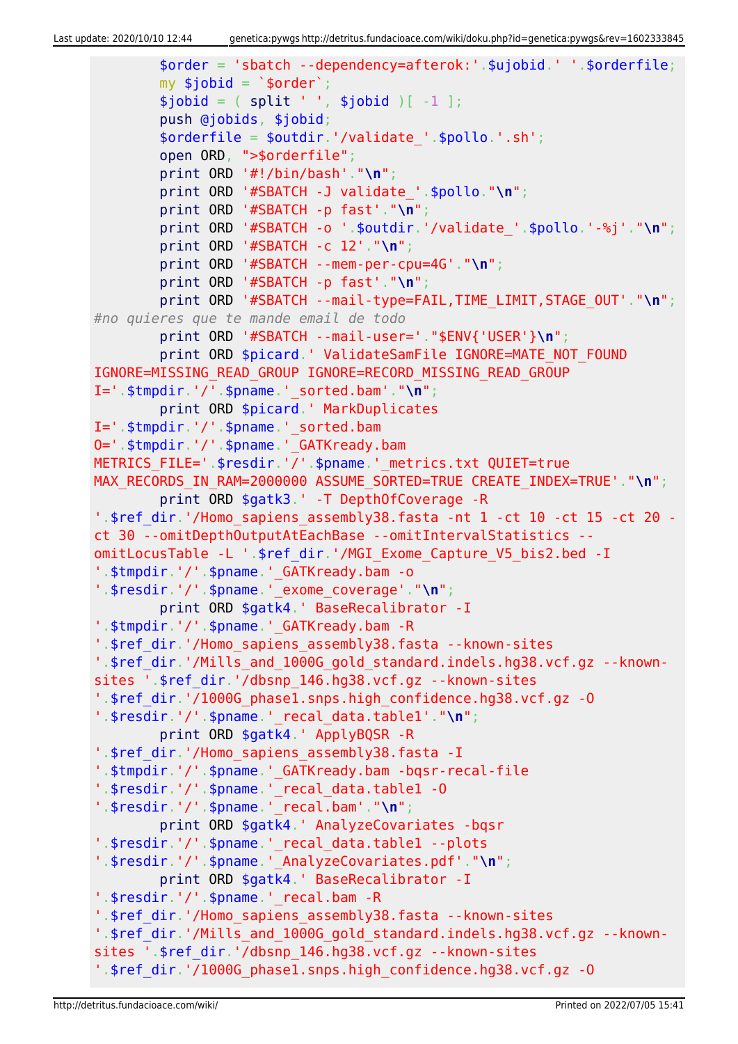```
        $order = 'sbatch --dependency=afterok:'.$ujobid.' '.$orderfile;
        my $jobid = `$order`;
        $jobid = ( split ' ', $jobid )[ -1 ];
        push @jobids, $jobid;
        $orderfile = $outdir.'/validate_'.$pollo.'.sh';
        open ORD, ">$orderfile";
        print ORD '#!/bin/bash'."\n";
        print ORD '#SBATCH -J validate_'.$pollo."\n";
        print ORD '#SBATCH -p fast'."\n";
        print ORD '#SBATCH -o '.$outdir.'/validate_'.$pollo.'-%j'."\n";
        print ORD '#SBATCH -c 12'."\n";
        print ORD '#SBATCH --mem-per-cpu=4G'."\n";
        print ORD '#SBATCH -p fast'."\n";
        print ORD '#SBATCH --mail-type=FAIL,TIME_LIMIT,STAGE_OUT'."\n";
#no quieres que te mande email de todo
        print ORD '#SBATCH --mail-user='."$ENV{'USER'}\n";
        print ORD $picard.' ValidateSamFile IGNORE=MATE_NOT_FOUND
IGNORE=MISSING_READ_GROUP IGNORE=RECORD_MISSING_READ_GROUP
I='.$tmpdir.'/'.$pname.'_sorted.bam'."\n";
        print ORD $picard.' MarkDuplicates
I='.$tmpdir.'/'.$pname.'_sorted.bam
O='.$tmpdir.'/'.$pname.'_GATKready.bam
METRICS_FILE='.$resdir.'/'.$pname.'_metrics.txt QUIET=true
MAX_RECORDS_IN_RAM=2000000 ASSUME_SORTED=TRUE CREATE_INDEX=TRUE'."\n";
        print ORD $gatk3.' -T DepthOfCoverage -R
'.$ref_dir.'/Homo_sapiens_assembly38.fasta -nt 1 -ct 10 -ct 15 -ct 20 -
ct 30 --omitDepthOutputAtEachBase --omitIntervalStatistics --
omitLocusTable -L '.$ref_dir.'/MGI_Exome_Capture_V5_bis2.bed -I
'.$tmpdir.'/'.$pname.'_GATKready.bam -o
'.$resdir.'/'.$pname.'_exome_coverage'."\n";
        print ORD $gatk4.' BaseRecalibrator -I
'.$tmpdir.'/'.$pname.'_GATKready.bam -R
'.$ref_dir.'/Homo_sapiens_assembly38.fasta --known-sites
'.$ref_dir.'/Mills_and_1000G_gold_standard.indels.hg38.vcf.gz --known-
sites '.$ref_dir.'/dbsnp_146.hg38.vcf.gz --known-sites
'.$ref_dir.'/1000G_phase1.snps.high_confidence.hg38.vcf.gz -O
'.$resdir.'/'.$pname.'_recal_data.table1'."\n";
        print ORD $gatk4.' ApplyBQSR -R
'.$ref_dir.'/Homo_sapiens_assembly38.fasta -I
'.$tmpdir.'/'.$pname.'_GATKready.bam -bqsr-recal-file
'.$resdir.'/'.$pname.'_recal_data.table1 -O
'.$resdir.'/'.$pname.'_recal.bam'."\n";
        print ORD $gatk4.' AnalyzeCovariates -bqsr
'.$resdir.'/'.$pname.'_recal_data.table1 --plots
'.$resdir.'/'.$pname.'_AnalyzeCovariates.pdf'."\n";
        print ORD $gatk4.' BaseRecalibrator -I
'.$resdir.'/'.$pname.'_recal.bam -R
'.$ref_dir.'/Homo_sapiens_assembly38.fasta --known-sites
'.$ref_dir.'/Mills_and_1000G_gold_standard.indels.hg38.vcf.gz --known-
sites '.$ref_dir.'/dbsnp_146.hg38.vcf.gz --known-sites
'.$ref_dir.'/1000G_phase1.snps.high_confidence.hg38.vcf.gz -O
```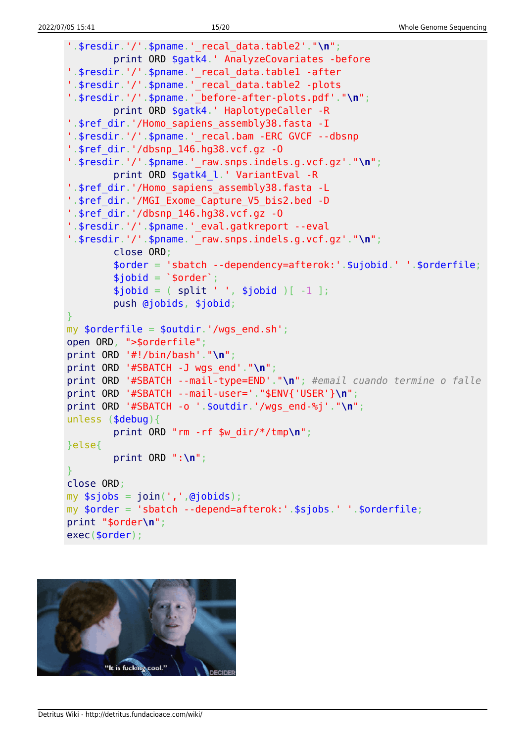```
'.$resdir.'/'.$pname.'_recal_data.table2'."\n";
        print ORD $gatk4.' AnalyzeCovariates -before
'.$resdir.'/'.$pname.'_recal_data.table1 -after
'.$resdir.'/'.$pname.'_recal_data.table2 -plots
'.$resdir.'/'.$pname.'_before-after-plots.pdf'."\n";
        print ORD $gatk4.' HaplotypeCaller -R
'.$ref_dir.'/Homo_sapiens_assembly38.fasta -I
'.$resdir.'/'.$pname.'_recal.bam -ERC GVCF --dbsnp
'.$ref_dir.'/dbsnp_146.hg38.vcf.gz -O
'.$resdir.'/'.$pname.'_raw.snps.indels.g.vcf.gz'."\n";
        print ORD $gatk4_l.' VariantEval -R
'.$ref_dir.'/Homo_sapiens_assembly38.fasta -L
'.$ref_dir.'/MGI_Exome_Capture_V5_bis2.bed -D
'.$ref_dir.'/dbsnp_146.hg38.vcf.gz -O
'.$resdir.'/'.$pname.'_eval.gatkreport --eval
'.$resdir.'/'.$pname.'_raw.snps.indels.g.vcf.gz'."\n";
        close ORD;
        $order = 'sbatch --dependency=afterok:'.$ujobid.' '.$orderfile;
        $jobid = `$order`;
        $jobid = ( split ' ', $jobid )[ -1 ];
        push @jobids, $jobid;
}
my $orderfile = $outdir.'/wgs_end.sh';
open ORD, ">$orderfile";
print ORD '#!/bin/bash'."\n";
print ORD '#SBATCH -J wgs_end'."\n";
print ORD '#SBATCH --mail-type=END'."\n"; #email cuando termine o falle
print ORD '#SBATCH --mail-user='."$ENV{'USER'}\n";
print ORD '#SBATCH -o '.$outdir.'/wgs_end-%j'."\n";
unless ($debug){
        print ORD "rm -rf $w_dir/*/tmp\n";
}else{
        print ORD ":\n";
}
close ORD;
my $sjobs = join(',',@jobids);
my $order = 'sbatch --depend=afterok:'.$sjobs.' '.$orderfile;
print "$order\n";
exec($order);
```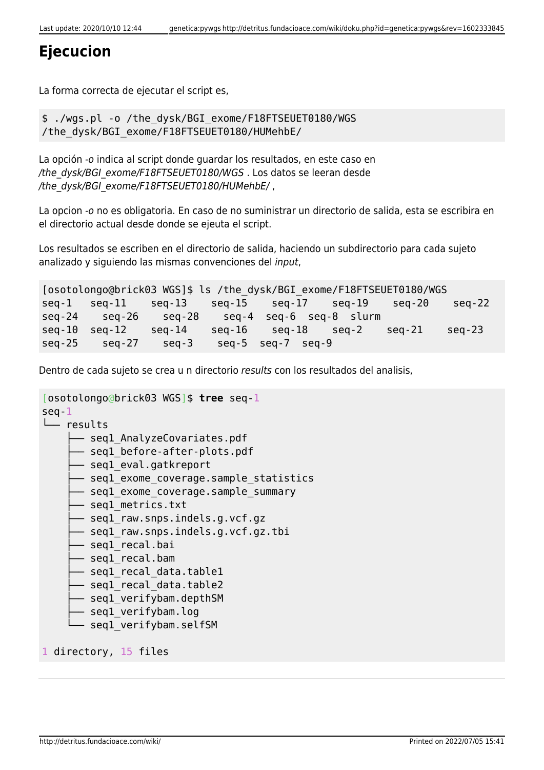# Ejecucion

La forma correcta de ejecutar el script es,

```
$ ./wgs.pl -o /the_dysk/BGI_exome/F18FTSEUET0180/WGS
/the_dysk/BGI_exome/F18FTSEUET0180/HUMehbE/
```

La opción *-o* indica al script donde guardar los resultados, en este caso en */the_dysk/BGI_exome/F18FTSEUET0180/WGS* . Los datos se leeran desde */the_dysk/BGI_exome/F18FTSEUET0180/HUMehbE/* ,

La opcion *-o* no es obligatoria. En caso de no suministrar un directorio de salida, esta se escribira en el directorio actual desde donde se ejeuta el script.

Los resultados se escriben en el directorio de salida, haciendo un subdirectorio para cada sujeto analizado y siguiendo las mismas convenciones del *input*,

```
[osotolongo@brick03 WGS]$ ls /the_dysk/BGI_exome/F18FTSEUET0180/WGS
seq-1   seq-11    seq-13    seq-15    seq-17    seq-19    seq-20    seq-22
seq-24    seq-26    seq-28    seq-4  seq-6  seq-8  slurm
seq-10  seq-12    seq-14    seq-16    seq-18    seq-2    seq-21    seq-23
seq-25    seq-27    seq-3    seq-5  seq-7  seq-9
```

Dentro de cada sujeto se crea u n directorio *results* con los resultados del analisis,

```
[osotolongo@brick03 WGS]$ tree seq-1
seq-1
└── results
    ├── seq1_AnalyzeCovariates.pdf
    ├── seq1_before-after-plots.pdf
    ├── seq1_eval.gatkreport
    ├── seq1_exome_coverage.sample_statistics
    ├── seq1_exome_coverage.sample_summary
    ├── seq1_metrics.txt
    ├── seq1_raw.snps.indels.g.vcf.gz
    ├── seq1_raw.snps.indels.g.vcf.gz.tbi
    ├── seq1_recal.bai
    ├── seq1_recal.bam
    ├── seq1_recal_data.table1
    ├── seq1_recal_data.table2
    ├── seq1_verifybam.depthSM
    ├── seq1_verifybam.log
    └── seq1_verifybam.selfSM

1 directory, 15 files
```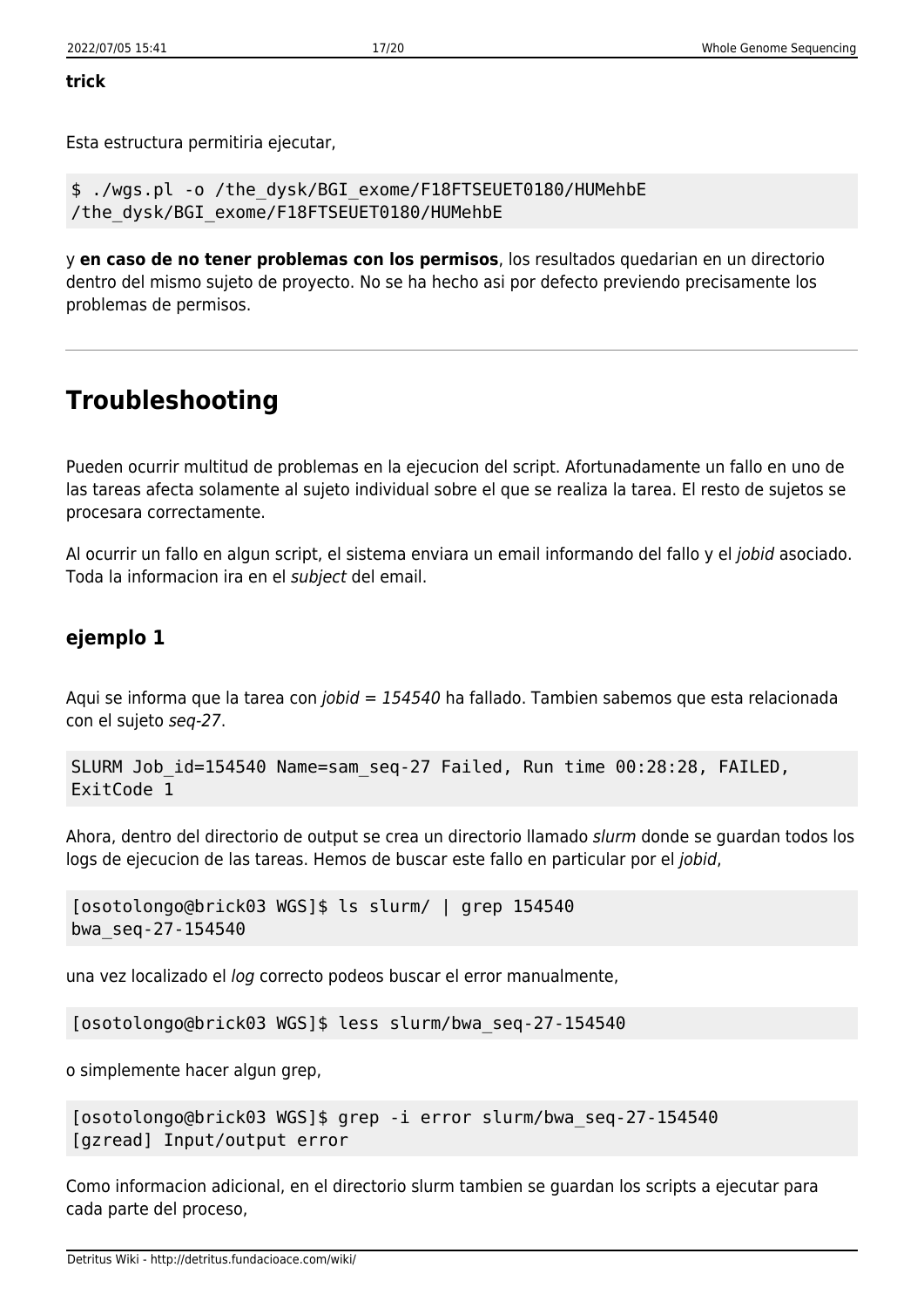**trick**

Esta estructura permitiria ejecutar,

```
$ ./wgs.pl -o /the_dysk/BGI_exome/F18FTSEUET0180/HUMehbE
/the_dysk/BGI_exome/F18FTSEUET0180/HUMehbE
```

y **en caso de no tener problemas con los permisos**, los resultados quedarian en un directorio dentro del mismo sujeto de proyecto. No se ha hecho asi por defecto previendo precisamente los problemas de permisos.

---

# Troubleshooting

Pueden ocurrir multitud de problemas en la ejecucion del script. Afortunadamente un fallo en uno de las tareas afecta solamente al sujeto individual sobre el que se realiza la tarea. El resto de sujetos se procesara correctamente.

Al ocurrir un fallo en algun script, el sistema enviara un email informando del fallo y el *jobid* asociado. Toda la informacion ira en el *subject* del email.

## ejemplo 1

Aqui se informa que la tarea con *jobid = 154540* ha fallado. Tambien sabemos que esta relacionada con el sujeto *seq-27*.

```
SLURM Job_id=154540 Name=sam_seq-27 Failed, Run time 00:28:28, FAILED,
ExitCode 1
```

Ahora, dentro del directorio de output se crea un directorio llamado *slurm* donde se guardan todos los logs de ejecucion de las tareas. Hemos de buscar este fallo en particular por el *jobid*,

```
[osotolongo@brick03 WGS]$ ls slurm/ | grep 154540
bwa_seq-27-154540
```

una vez localizado el *log* correcto podeos buscar el error manualmente,

```
[osotolongo@brick03 WGS]$ less slurm/bwa_seq-27-154540
```

o simplemente hacer algun grep,

```
[osotolongo@brick03 WGS]$ grep -i error slurm/bwa_seq-27-154540
[gzread] Input/output error
```

Como informacion adicional, en el directorio slurm tambien se guardan los scripts a ejecutar para cada parte del proceso,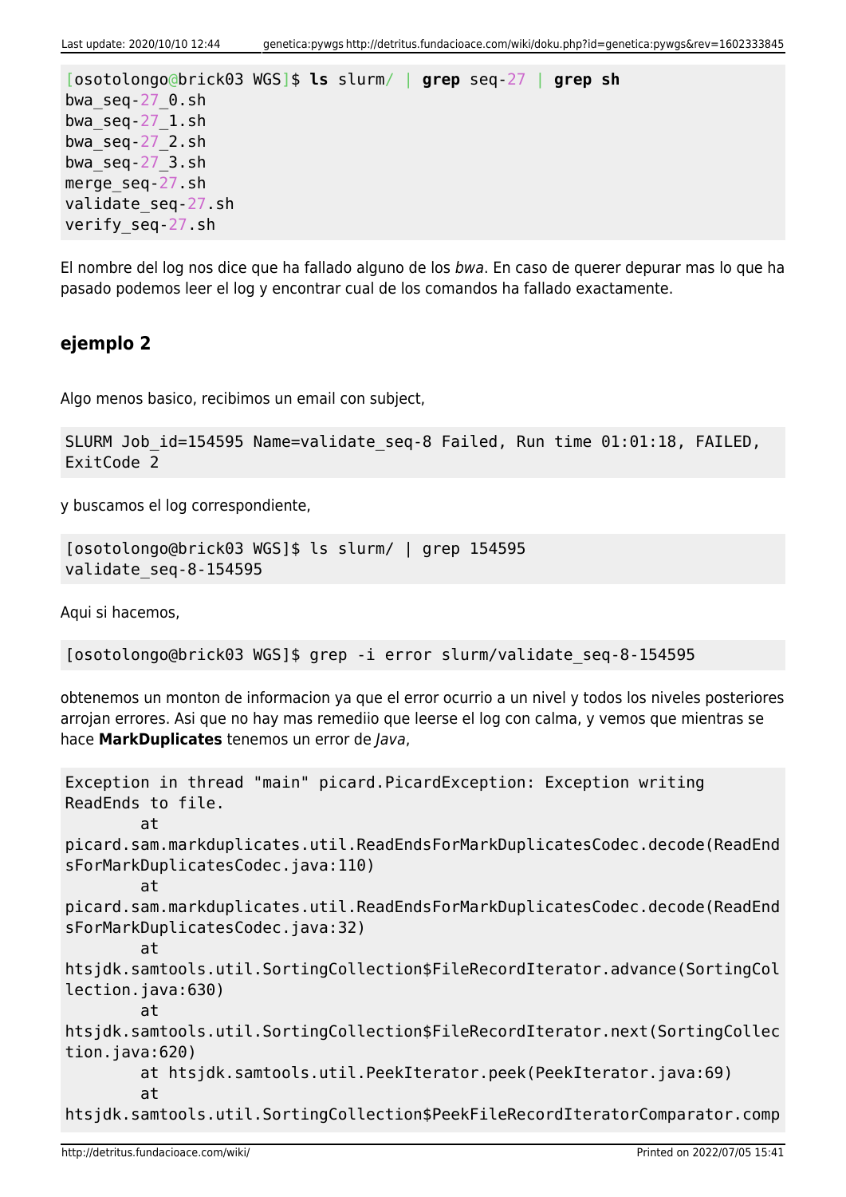```
[osotolongo@brick03 WGS]$ ls slurm/ | grep seq-27 | grep sh
bwa_seq-27_0.sh
bwa_seq-27_1.sh
bwa_seq-27_2.sh
bwa_seq-27_3.sh
merge_seq-27.sh
validate_seq-27.sh
verify_seq-27.sh
```

El nombre del log nos dice que ha fallado alguno de los *bwa*. En caso de querer depurar mas lo que ha pasado podemos leer el log y encontrar cual de los comandos ha fallado exactamente.

### ejemplo 2

Algo menos basico, recibimos un email con subject,

```
SLURM Job_id=154595 Name=validate_seq-8 Failed, Run time 01:01:18, FAILED, ExitCode 2
```

y buscamos el log correspondiente,

```
[osotolongo@brick03 WGS]$ ls slurm/ | grep 154595
validate_seq-8-154595
```

Aqui si hacemos,

```
[osotolongo@brick03 WGS]$ grep -i error slurm/validate_seq-8-154595
```

obtenemos un monton de informacion ya que el error ocurrio a un nivel y todos los niveles posteriores arrojan errores. Asi que no hay mas remediio que leerse el log con calma, y vemos que mientras se hace **MarkDuplicates** tenemos un error de *Java*,

```
Exception in thread "main" picard.PicardException: Exception writing ReadEnds to file.
        at
picard.sam.markduplicates.util.ReadEndsForMarkDuplicatesCodec.decode(ReadEndsForMarkDuplicatesCodec.java:110)
        at
picard.sam.markduplicates.util.ReadEndsForMarkDuplicatesCodec.decode(ReadEndsForMarkDuplicatesCodec.java:32)
        at
htsjdk.samtools.util.SortingCollection$FileRecordIterator.advance(SortingCollection.java:630)
        at
htsjdk.samtools.util.SortingCollection$FileRecordIterator.next(SortingCollection.java:620)
        at htsjdk.samtools.util.PeekIterator.peek(PeekIterator.java:69)
        at
htsjdk.samtools.util.SortingCollection$PeekFileRecordIteratorComparator.comp
```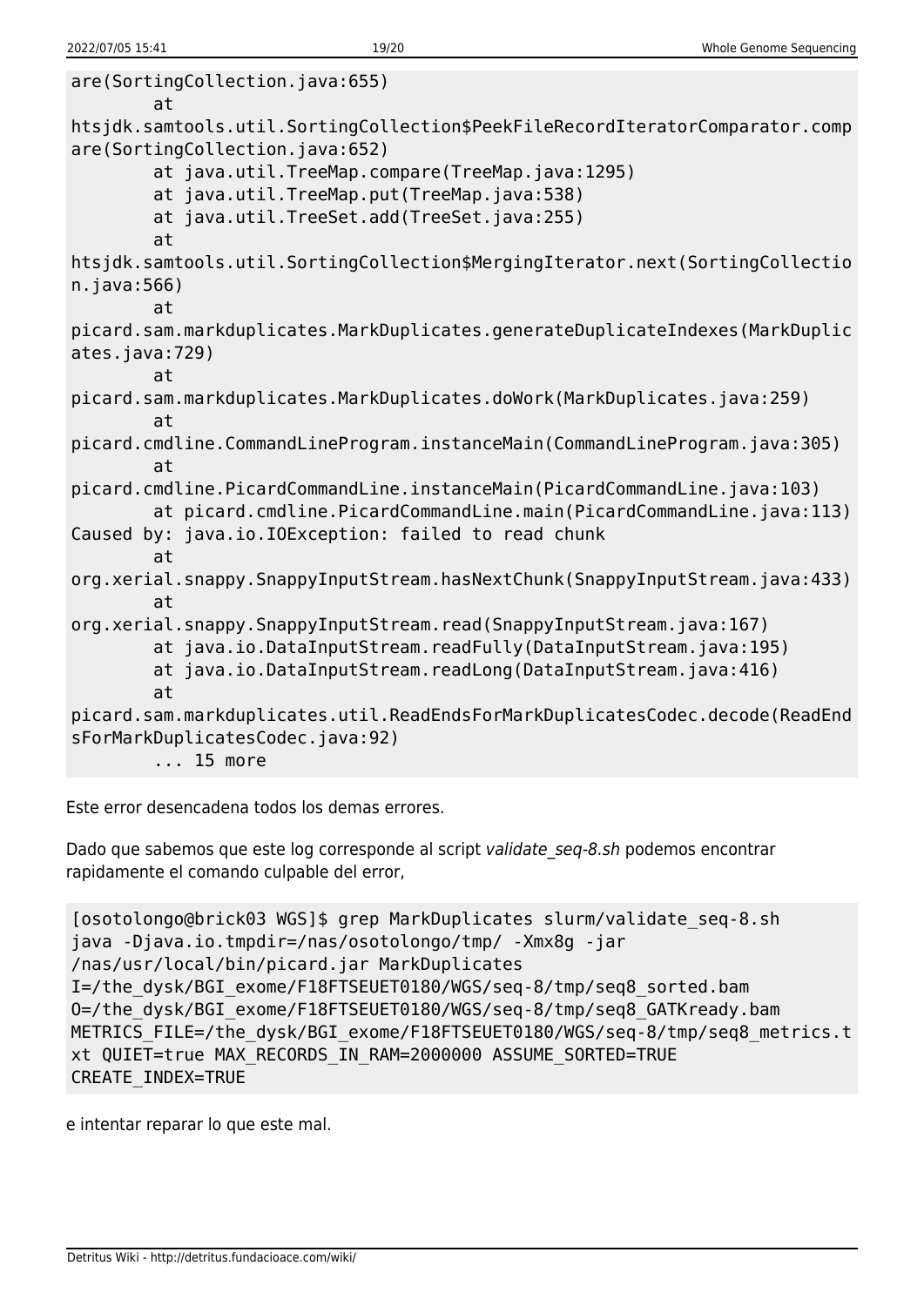```
are(SortingCollection.java:655)
        at
htsjdk.samtools.util.SortingCollection$PeekFileRecordIteratorComparator.comp
are(SortingCollection.java:652)
        at java.util.TreeMap.compare(TreeMap.java:1295)
        at java.util.TreeMap.put(TreeMap.java:538)
        at java.util.TreeSet.add(TreeSet.java:255)
        at
htsjdk.samtools.util.SortingCollection$MergingIterator.next(SortingCollectio
n.java:566)
        at
picard.sam.markduplicates.MarkDuplicates.generateDuplicateIndexes(MarkDuplic
ates.java:729)
        at
picard.sam.markduplicates.MarkDuplicates.doWork(MarkDuplicates.java:259)
        at
picard.cmdline.CommandLineProgram.instanceMain(CommandLineProgram.java:305)
        at
picard.cmdline.PicardCommandLine.instanceMain(PicardCommandLine.java:103)
        at picard.cmdline.PicardCommandLine.main(PicardCommandLine.java:113)
Caused by: java.io.IOException: failed to read chunk
        at
org.xerial.snappy.SnappyInputStream.hasNextChunk(SnappyInputStream.java:433)
        at
org.xerial.snappy.SnappyInputStream.read(SnappyInputStream.java:167)
        at java.io.DataInputStream.readFully(DataInputStream.java:195)
        at java.io.DataInputStream.readLong(DataInputStream.java:416)
        at
picard.sam.markduplicates.util.ReadEndsForMarkDuplicatesCodec.decode(ReadEnd
sForMarkDuplicatesCodec.java:92)
        ... 15 more
```

Este error desencadena todos los demas errores.

Dado que sabemos que este log corresponde al script *validate_seq-8.sh* podemos encontrar rapidamente el comando culpable del error,

```
[osotolongo@brick03 WGS]$ grep MarkDuplicates slurm/validate_seq-8.sh
java -Djava.io.tmpdir=/nas/osotolongo/tmp/ -Xmx8g -jar
/nas/usr/local/bin/picard.jar MarkDuplicates
I=/the_dysk/BGI_exome/F18FTSEUET0180/WGS/seq-8/tmp/seq8_sorted.bam
O=/the_dysk/BGI_exome/F18FTSEUET0180/WGS/seq-8/tmp/seq8_GATKready.bam
METRICS_FILE=/the_dysk/BGI_exome/F18FTSEUET0180/WGS/seq-8/tmp/seq8_metrics.t
xt QUIET=true MAX_RECORDS_IN_RAM=2000000 ASSUME_SORTED=TRUE
CREATE_INDEX=TRUE
```

e intentar reparar lo que este mal.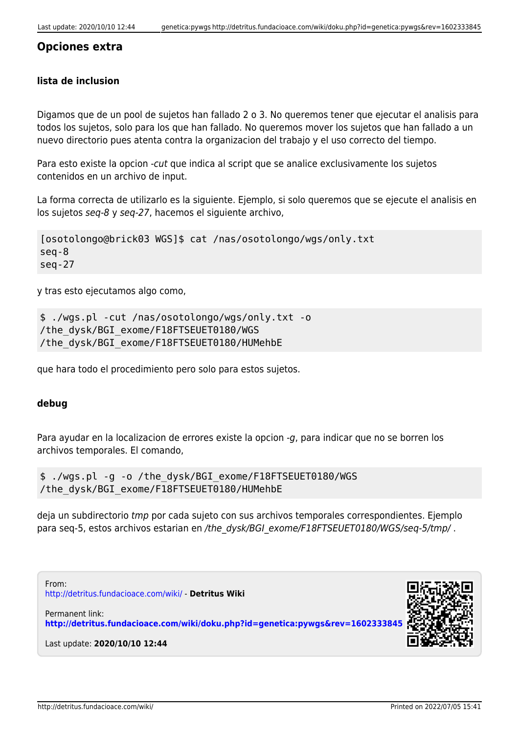## Opciones extra

### lista de inclusion

Digamos que de un pool de sujetos han fallado 2 o 3. No queremos tener que ejecutar el analisis para todos los sujetos, solo para los que han fallado. No queremos mover los sujetos que han fallado a un nuevo directorio pues atenta contra la organizacion del trabajo y el uso correcto del tiempo.

Para esto existe la opcion *-cut* que indica al script que se analice exclusivamente los sujetos contenidos en un archivo de input.

La forma correcta de utilizarlo es la siguiente. Ejemplo, si solo queremos que se ejecute el analisis en los sujetos *seq-8* y *seq-27*, hacemos el siguiente archivo,

```
[osotolongo@brick03 WGS]$ cat /nas/osotolongo/wgs/only.txt
seq-8
seq-27
```

y tras esto ejecutamos algo como,

```
$ ./wgs.pl -cut /nas/osotolongo/wgs/only.txt -o
/the_dysk/BGI_exome/F18FTSEUET0180/WGS
/the_dysk/BGI_exome/F18FTSEUET0180/HUMehbE
```

que hara todo el procedimiento pero solo para estos sujetos.

### debug

Para ayudar en la localizacion de errores existe la opcion *-g*, para indicar que no se borren los archivos temporales. El comando,

```
$ ./wgs.pl -g -o /the_dysk/BGI_exome/F18FTSEUET0180/WGS
/the_dysk/BGI_exome/F18FTSEUET0180/HUMehbE
```

deja un subdirectorio *tmp* por cada sujeto con sus archivos temporales correspondientes. Ejemplo para seq-5, estos archivos estarian en */the_dysk/BGI_exome/F18FTSEUET0180/WGS/seq-5/tmp/* .

From:
http://detritus.fundacioace.com/wiki/ - **Detritus Wiki**

Permanent link:
**http://detritus.fundacioace.com/wiki/doku.php?id=genetica:pywgs&rev=1602333845**

Last update: **2020/10/10 12:44**